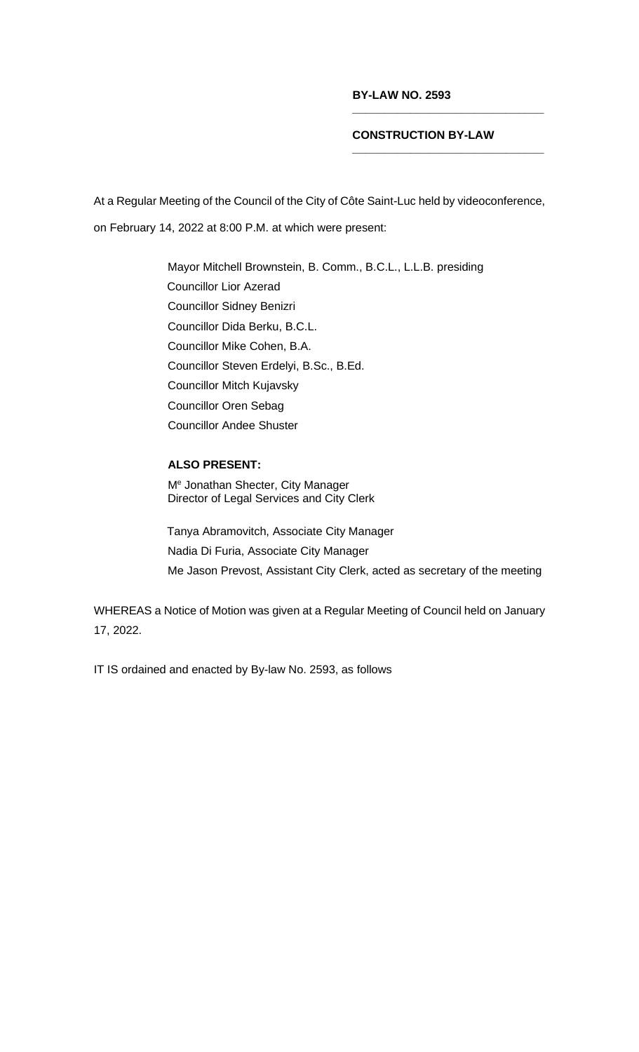**BY-LAW NO. 2593**

---

**CONSTRUCTION BY-LAW**

---

At a Regular Meeting of the Council of the City of Côte Saint-Luc held by videoconference, on February 14, 2022 at 8:00 P.M. at which were present:

Mayor Mitchell Brownstein, B. Comm., B.C.L., L.L.B. presiding
Councillor Lior Azerad
Councillor Sidney Benizri
Councillor Dida Berku, B.C.L.
Councillor Mike Cohen, B.A.
Councillor Steven Erdelyi, B.Sc., B.Ed.
Councillor Mitch Kujavsky
Councillor Oren Sebag
Councillor Andee Shuster

**ALSO PRESENT:**

M[e] Jonathan Shecter, City Manager
Director of Legal Services and City Clerk

Tanya Abramovitch, Associate City Manager
Nadia Di Furia, Associate City Manager
Me Jason Prevost, Assistant City Clerk, acted as secretary of the meeting

WHEREAS a Notice of Motion was given at a Regular Meeting of Council held on January 17, 2022.

IT IS ordained and enacted by By-law No. 2593, as follows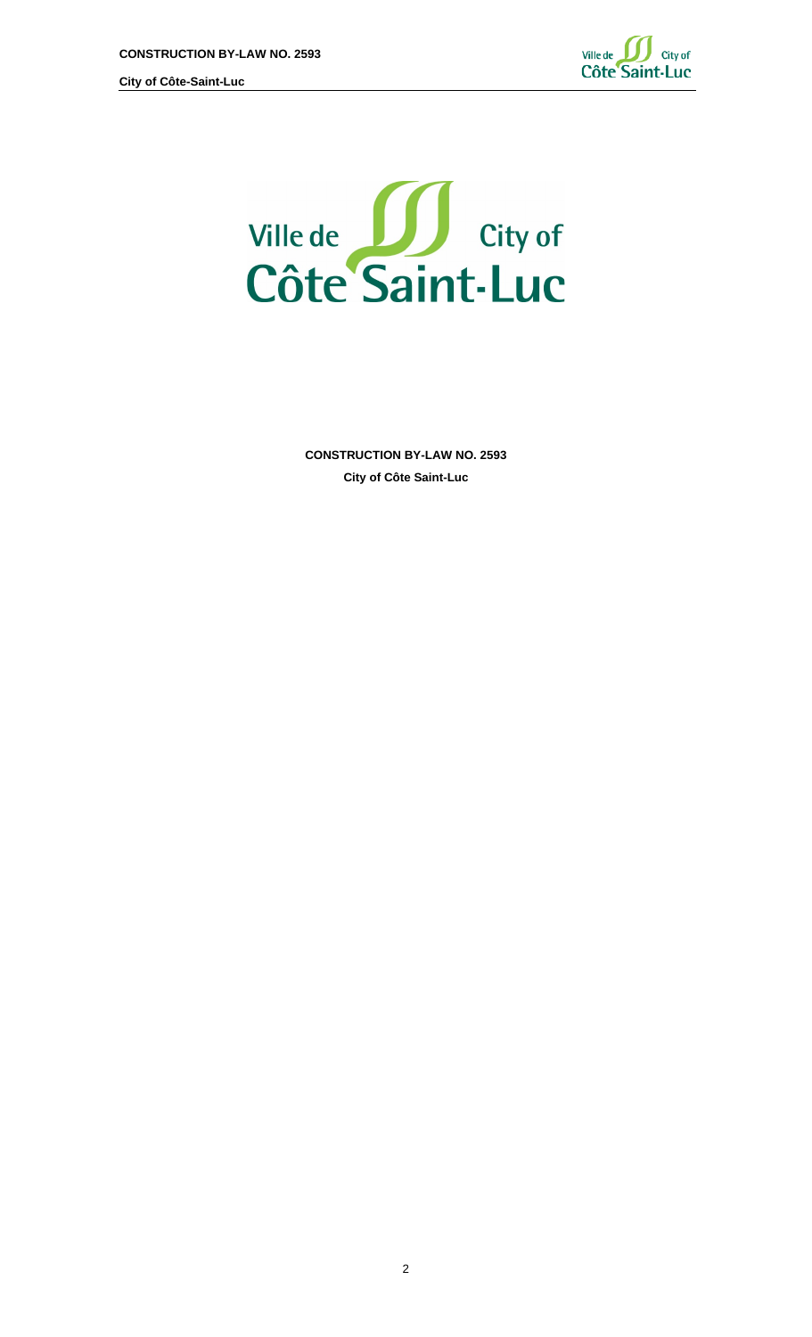Ville de City of Côte Saint-Luc

**CONSTRUCTION BY-LAW NO. 2593**

**City of Côte Saint-Luc**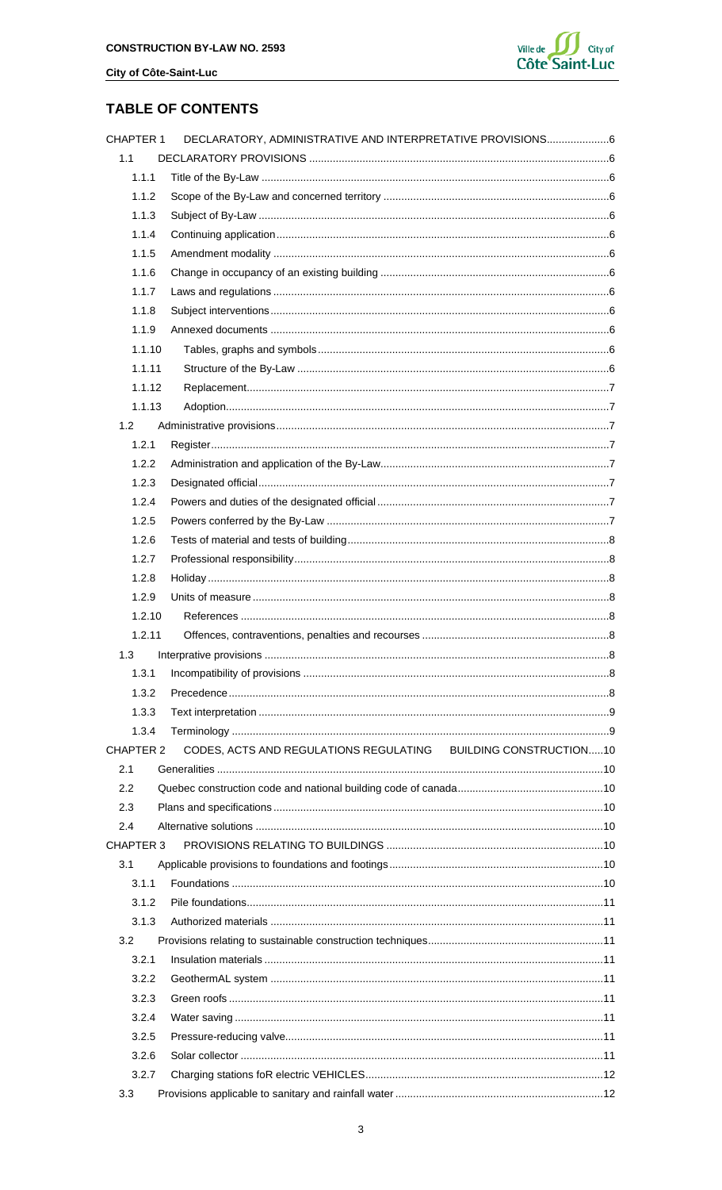## TABLE OF CONTENTS

| | | |
|---|---|---|
| CHAPTER 1 | DECLARATORY, ADMINISTRATIVE AND INTERPRETATIVE PROVISIONS | 6 |
| 1.1 | DECLARATORY PROVISIONS | 6 |
| 1.1.1 | Title of the By-Law | 6 |
| 1.1.2 | Scope of the By-Law and concerned territory | 6 |
| 1.1.3 | Subject of By-Law | 6 |
| 1.1.4 | Continuing application | 6 |
| 1.1.5 | Amendment modality | 6 |
| 1.1.6 | Change in occupancy of an existing building | 6 |
| 1.1.7 | Laws and regulations | 6 |
| 1.1.8 | Subject interventions | 6 |
| 1.1.9 | Annexed documents | 6 |
| 1.1.10 | Tables, graphs and symbols | 6 |
| 1.1.11 | Structure of the By-Law | 6 |
| 1.1.12 | Replacement | 7 |
| 1.1.13 | Adoption | 7 |
| 1.2 | Administrative provisions | 7 |
| 1.2.1 | Register | 7 |
| 1.2.2 | Administration and application of the By-Law | 7 |
| 1.2.3 | Designated official | 7 |
| 1.2.4 | Powers and duties of the designated official | 7 |
| 1.2.5 | Powers conferred by the By-Law | 7 |
| 1.2.6 | Tests of material and tests of building | 8 |
| 1.2.7 | Professional responsibility | 8 |
| 1.2.8 | Holiday | 8 |
| 1.2.9 | Units of measure | 8 |
| 1.2.10 | References | 8 |
| 1.2.11 | Offences, contraventions, penalties and recourses | 8 |
| 1.3 | Interpretative provisions | 8 |
| 1.3.1 | Incompatibility of provisions | 8 |
| 1.3.2 | Precedence | 8 |
| 1.3.3 | Text interpretation | 9 |
| 1.3.4 | Terminology | 9 |
| CHAPTER 2 | CODES, ACTS AND REGULATIONS REGULATING BUILDING CONSTRUCTION | 10 |
| 2.1 | Generalities | 10 |
| 2.2 | Quebec construction code and national building code of canada | 10 |
| 2.3 | Plans and specifications | 10 |
| 2.4 | Alternative solutions | 10 |
| CHAPTER 3 | PROVISIONS RELATING TO BUILDINGS | 10 |
| 3.1 | Applicable provisions to foundations and footings | 10 |
| 3.1.1 | Foundations | 10 |
| 3.1.2 | Pile foundations | 11 |
| 3.1.3 | Authorized materials | 11 |
| 3.2 | Provisions relating to sustainable construction techniques | 11 |
| 3.2.1 | Insulation materials | 11 |
| 3.2.2 | GeothermAL system | 11 |
| 3.2.3 | Green roofs | 11 |
| 3.2.4 | Water saving | 11 |
| 3.2.5 | Pressure-reducing valve | 11 |
| 3.2.6 | Solar collector | 11 |
| 3.2.7 | Charging stations foR electric VEHICLES | 12 |
| 3.3 | Provisions applicable to sanitary and rainfall water | 12 |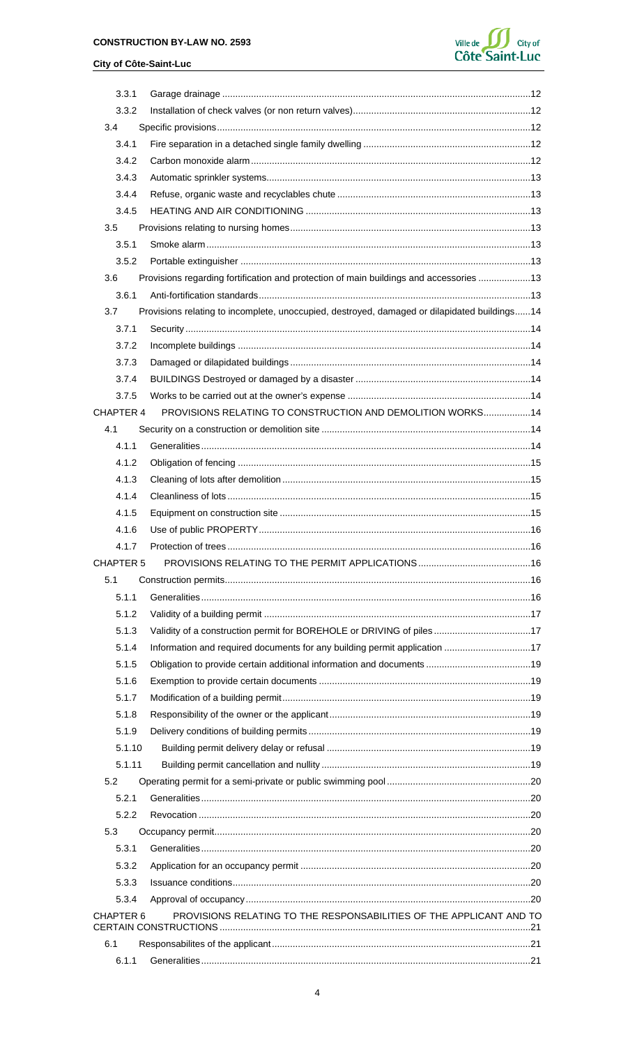| | | |
|---|---|---|
| 3.3.1 | Garage drainage | 12 |
| 3.3.2 | Installation of check valves (or non return valves) | 12 |
| 3.4 | Specific provisions | 12 |
| 3.4.1 | Fire separation in a detached single family dwelling | 12 |
| 3.4.2 | Carbon monoxide alarm | 12 |
| 3.4.3 | Automatic sprinkler systems | 13 |
| 3.4.4 | Refuse, organic waste and recyclables chute | 13 |
| 3.4.5 | HEATING AND AIR CONDITIONING | 13 |
| 3.5 | Provisions relating to nursing homes | 13 |
| 3.5.1 | Smoke alarm | 13 |
| 3.5.2 | Portable extinguisher | 13 |
| 3.6 | Provisions regarding fortification and protection of main buildings and accessories | 13 |
| 3.6.1 | Anti-fortification standards | 13 |
| 3.7 | Provisions relating to incomplete, unoccupied, destroyed, damaged or dilapidated buildings | 14 |
| 3.7.1 | Security | 14 |
| 3.7.2 | Incomplete buildings | 14 |
| 3.7.3 | Damaged or dilapidated buildings | 14 |
| 3.7.4 | BUILDINGS Destroyed or damaged by a disaster | 14 |
| 3.7.5 | Works to be carried out at the owner's expense | 14 |
| CHAPTER 4 | PROVISIONS RELATING TO CONSTRUCTION AND DEMOLITION WORKS | 14 |
| 4.1 | Security on a construction or demolition site | 14 |
| 4.1.1 | Generalities | 14 |
| 4.1.2 | Obligation of fencing | 15 |
| 4.1.3 | Cleaning of lots after demolition | 15 |
| 4.1.4 | Cleanliness of lots | 15 |
| 4.1.5 | Equipment on construction site | 15 |
| 4.1.6 | Use of public PROPERTY | 16 |
| 4.1.7 | Protection of trees | 16 |
| CHAPTER 5 | PROVISIONS RELATING TO THE PERMIT APPLICATIONS | 16 |
| 5.1 | Construction permits | 16 |
| 5.1.1 | Generalities | 16 |
| 5.1.2 | Validity of a building permit | 17 |
| 5.1.3 | Validity of a construction permit for BOREHOLE or DRIVING of piles | 17 |
| 5.1.4 | Information and required documents for any building permit application | 17 |
| 5.1.5 | Obligation to provide certain additional information and documents | 19 |
| 5.1.6 | Exemption to provide certain documents | 19 |
| 5.1.7 | Modification of a building permit | 19 |
| 5.1.8 | Responsibility of the owner or the applicant | 19 |
| 5.1.9 | Delivery conditions of building permits | 19 |
| 5.1.10 | Building permit delivery delay or refusal | 19 |
| 5.1.11 | Building permit cancellation and nullity | 19 |
| 5.2 | Operating permit for a semi-private or public swimming pool | 20 |
| 5.2.1 | Generalities | 20 |
| 5.2.2 | Revocation | 20 |
| 5.3 | Occupancy permit | 20 |
| 5.3.1 | Generalities | 20 |
| 5.3.2 | Application for an occupancy permit | 20 |
| 5.3.3 | Issuance conditions | 20 |
| 5.3.4 | Approval of occupancy | 20 |
| CHAPTER 6 | PROVISIONS RELATING TO THE RESPONSABILITIES OF THE APPLICANT AND TO CERTAIN CONSTRUCTIONS | 21 |
| 6.1 | Responsabilites of the applicant | 21 |
| 6.1.1 | Generalities | 21 |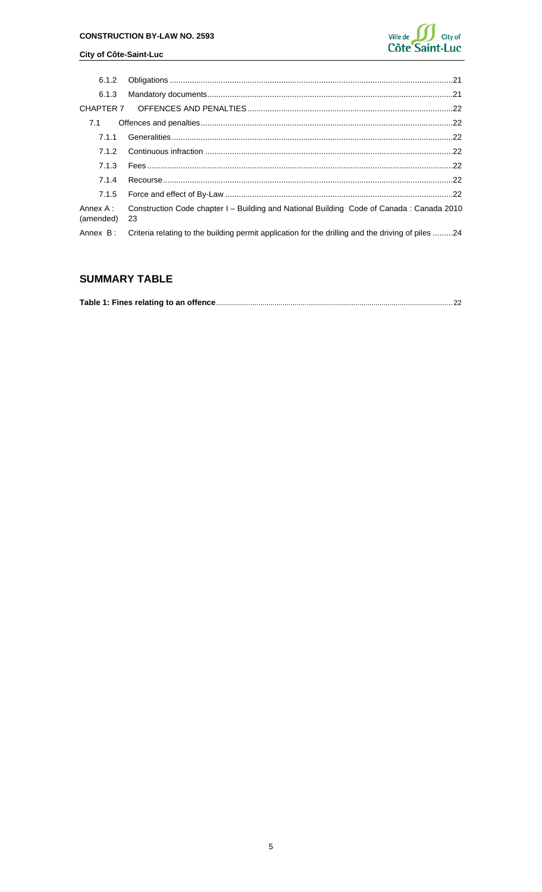| | | |
|---|---|---|
| 6.1.2 | Obligations | 21 |
| 6.1.3 | Mandatory documents | 21 |
| CHAPTER 7 | OFFENCES AND PENALTIES | 22 |
| 7.1 | Offences and penalties | 22 |
| 7.1.1 | Generalities | 22 |
| 7.1.2 | Continuous infraction | 22 |
| 7.1.3 | Fees | 22 |
| 7.1.4 | Recourse | 22 |
| 7.1.5 | Force and effect of By-Law | 22 |
| Annex A : (amended) | Construction Code chapter I – Building and National Building Code of Canada : Canada 2010 | 23 |
| Annex B : | Criteria relating to the building permit application for the drilling and the driving of piles | 24 |

## SUMMARY TABLE

**Table 1: Fines relating to an offence** ........ 22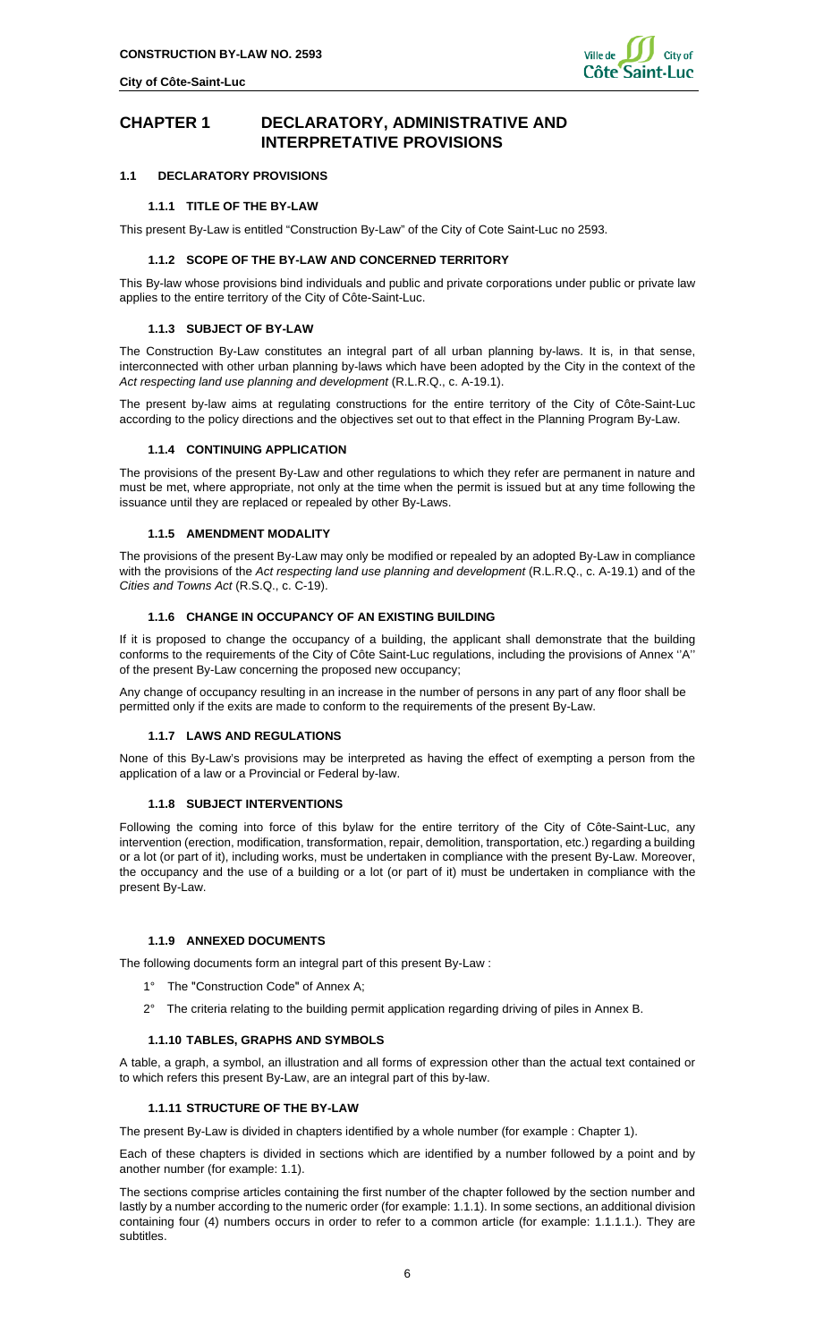# CHAPTER 1 DECLARATORY, ADMINISTRATIVE AND INTERPRETATIVE PROVISIONS

## 1.1 DECLARATORY PROVISIONS

### 1.1.1 TITLE OF THE BY-LAW

This present By-Law is entitled "Construction By-Law" of the City of Cote Saint-Luc no 2593.

### 1.1.2 SCOPE OF THE BY-LAW AND CONCERNED TERRITORY

This By-law whose provisions bind individuals and public and private corporations under public or private law applies to the entire territory of the City of Côte-Saint-Luc.

### 1.1.3 SUBJECT OF BY-LAW

The Construction By-Law constitutes an integral part of all urban planning by-laws. It is, in that sense, interconnected with other urban planning by-laws which have been adopted by the City in the context of the *Act respecting land use planning and development* (R.L.R.Q., c. A-19.1).

The present by-law aims at regulating constructions for the entire territory of the City of Côte-Saint-Luc according to the policy directions and the objectives set out to that effect in the Planning Program By-Law.

### 1.1.4 CONTINUING APPLICATION

The provisions of the present By-Law and other regulations to which they refer are permanent in nature and must be met, where appropriate, not only at the time when the permit is issued but at any time following the issuance until they are replaced or repealed by other By-Laws.

### 1.1.5 AMENDMENT MODALITY

The provisions of the present By-Law may only be modified or repealed by an adopted By-Law in compliance with the provisions of the *Act respecting land use planning and development* (R.L.R.Q., c. A-19.1) and of the *Cities and Towns Act* (R.S.Q., c. C-19).

### 1.1.6 CHANGE IN OCCUPANCY OF AN EXISTING BUILDING

If it is proposed to change the occupancy of a building, the applicant shall demonstrate that the building conforms to the requirements of the City of Côte Saint-Luc regulations, including the provisions of Annex ''A'' of the present By-Law concerning the proposed new occupancy;

Any change of occupancy resulting in an increase in the number of persons in any part of any floor shall be permitted only if the exits are made to conform to the requirements of the present By-Law.

### 1.1.7 LAWS AND REGULATIONS

None of this By-Law's provisions may be interpreted as having the effect of exempting a person from the application of a law or a Provincial or Federal by-law.

### 1.1.8 SUBJECT INTERVENTIONS

Following the coming into force of this bylaw for the entire territory of the City of Côte-Saint-Luc, any intervention (erection, modification, transformation, repair, demolition, transportation, etc.) regarding a building or a lot (or part of it), including works, must be undertaken in compliance with the present By-Law. Moreover, the occupancy and the use of a building or a lot (or part of it) must be undertaken in compliance with the present By-Law.

### 1.1.9 ANNEXED DOCUMENTS

The following documents form an integral part of this present By-Law :

1° The "Construction Code" of Annex A;

2° The criteria relating to the building permit application regarding driving of piles in Annex B.

### 1.1.10 TABLES, GRAPHS AND SYMBOLS

A table, a graph, a symbol, an illustration and all forms of expression other than the actual text contained or to which refers this present By-Law, are an integral part of this by-law.

### 1.1.11 STRUCTURE OF THE BY-LAW

The present By-Law is divided in chapters identified by a whole number (for example : Chapter 1).

Each of these chapters is divided in sections which are identified by a number followed by a point and by another number (for example: 1.1).

The sections comprise articles containing the first number of the chapter followed by the section number and lastly by a number according to the numeric order (for example: 1.1.1). In some sections, an additional division containing four (4) numbers occurs in order to refer to a common article (for example: 1.1.1.1.). They are subtitles.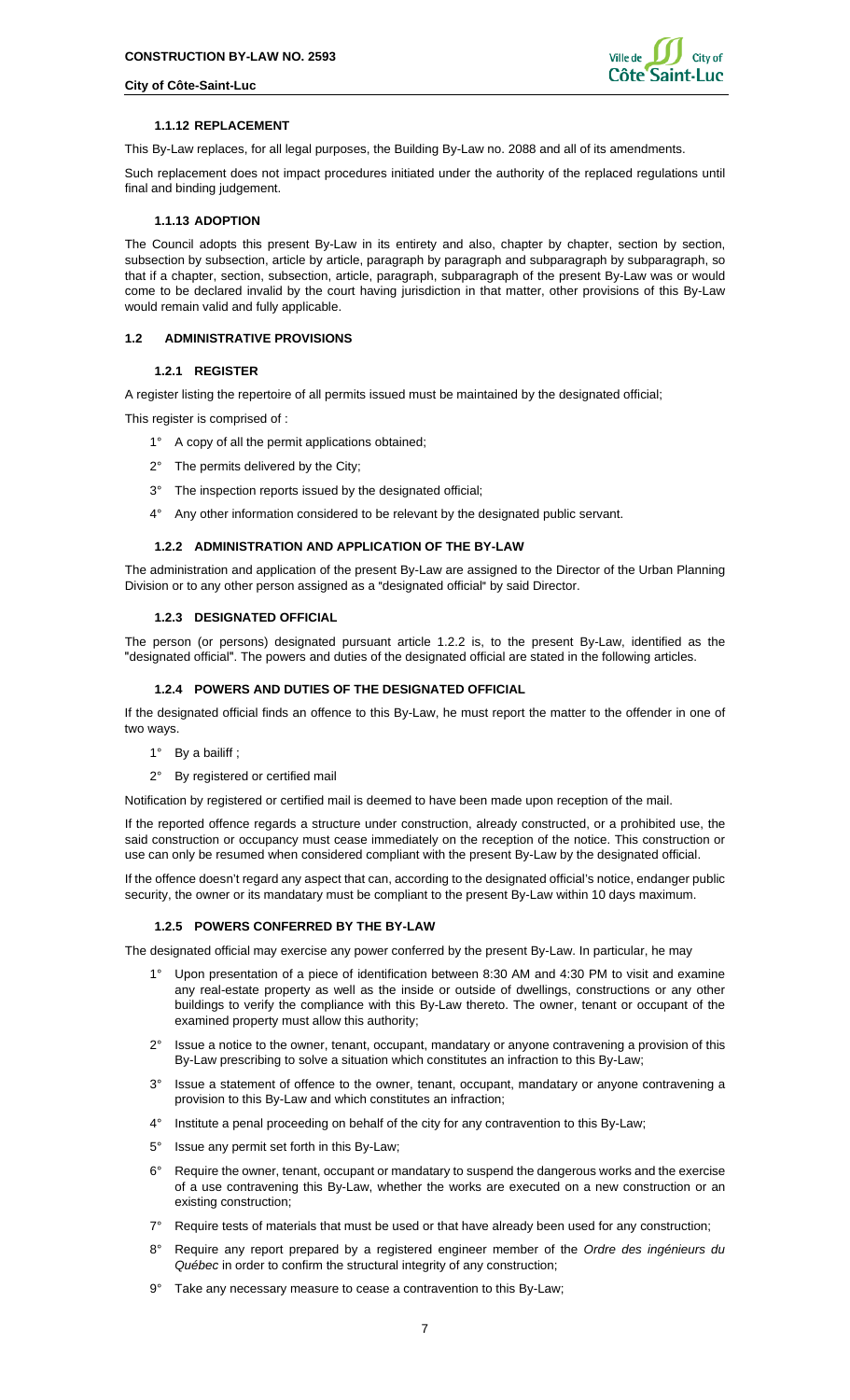#### 1.1.12 REPLACEMENT

This By-Law replaces, for all legal purposes, the Building By-Law no. 2088 and all of its amendments.

Such replacement does not impact procedures initiated under the authority of the replaced regulations until final and binding judgement.

#### 1.1.13 ADOPTION

The Council adopts this present By-Law in its entirety and also, chapter by chapter, section by section, subsection by subsection, article by article, paragraph by paragraph and subparagraph by subparagraph, so that if a chapter, section, subsection, article, paragraph, subparagraph of the present By-Law was or would come to be declared invalid by the court having jurisdiction in that matter, other provisions of this By-Law would remain valid and fully applicable.

### 1.2 ADMINISTRATIVE PROVISIONS

#### 1.2.1 REGISTER

A register listing the repertoire of all permits issued must be maintained by the designated official;

This register is comprised of :

1° A copy of all the permit applications obtained;

2° The permits delivered by the City;

3° The inspection reports issued by the designated official;

4° Any other information considered to be relevant by the designated public servant.

#### 1.2.2 ADMINISTRATION AND APPLICATION OF THE BY-LAW

The administration and application of the present By-Law are assigned to the Director of the Urban Planning Division or to any other person assigned as a "designated official" by said Director.

#### 1.2.3 DESIGNATED OFFICIAL

The person (or persons) designated pursuant article 1.2.2 is, to the present By-Law, identified as the "designated official". The powers and duties of the designated official are stated in the following articles.

#### 1.2.4 POWERS AND DUTIES OF THE DESIGNATED OFFICIAL

If the designated official finds an offence to this By-Law, he must report the matter to the offender in one of two ways.

1° By a bailiff ;

2° By registered or certified mail

Notification by registered or certified mail is deemed to have been made upon reception of the mail.

If the reported offence regards a structure under construction, already constructed, or a prohibited use, the said construction or occupancy must cease immediately on the reception of the notice. This construction or use can only be resumed when considered compliant with the present By-Law by the designated official.

If the offence doesn't regard any aspect that can, according to the designated official's notice, endanger public security, the owner or its mandatary must be compliant to the present By-Law within 10 days maximum.

#### 1.2.5 POWERS CONFERRED BY THE BY-LAW

The designated official may exercise any power conferred by the present By-Law. In particular, he may

1° Upon presentation of a piece of identification between 8:30 AM and 4:30 PM to visit and examine any real-estate property as well as the inside or outside of dwellings, constructions or any other buildings to verify the compliance with this By-Law thereto. The owner, tenant or occupant of the examined property must allow this authority;

2° Issue a notice to the owner, tenant, occupant, mandatary or anyone contravening a provision of this By-Law prescribing to solve a situation which constitutes an infraction to this By-Law;

3° Issue a statement of offence to the owner, tenant, occupant, mandatary or anyone contravening a provision to this By-Law and which constitutes an infraction;

4° Institute a penal proceeding on behalf of the city for any contravention to this By-Law;

5° Issue any permit set forth in this By-Law;

6° Require the owner, tenant, occupant or mandatary to suspend the dangerous works and the exercise of a use contravening this By-Law, whether the works are executed on a new construction or an existing construction;

7° Require tests of materials that must be used or that have already been used for any construction;

8° Require any report prepared by a registered engineer member of the *Ordre des ingénieurs du Québec* in order to confirm the structural integrity of any construction;

9° Take any necessary measure to cease a contravention to this By-Law;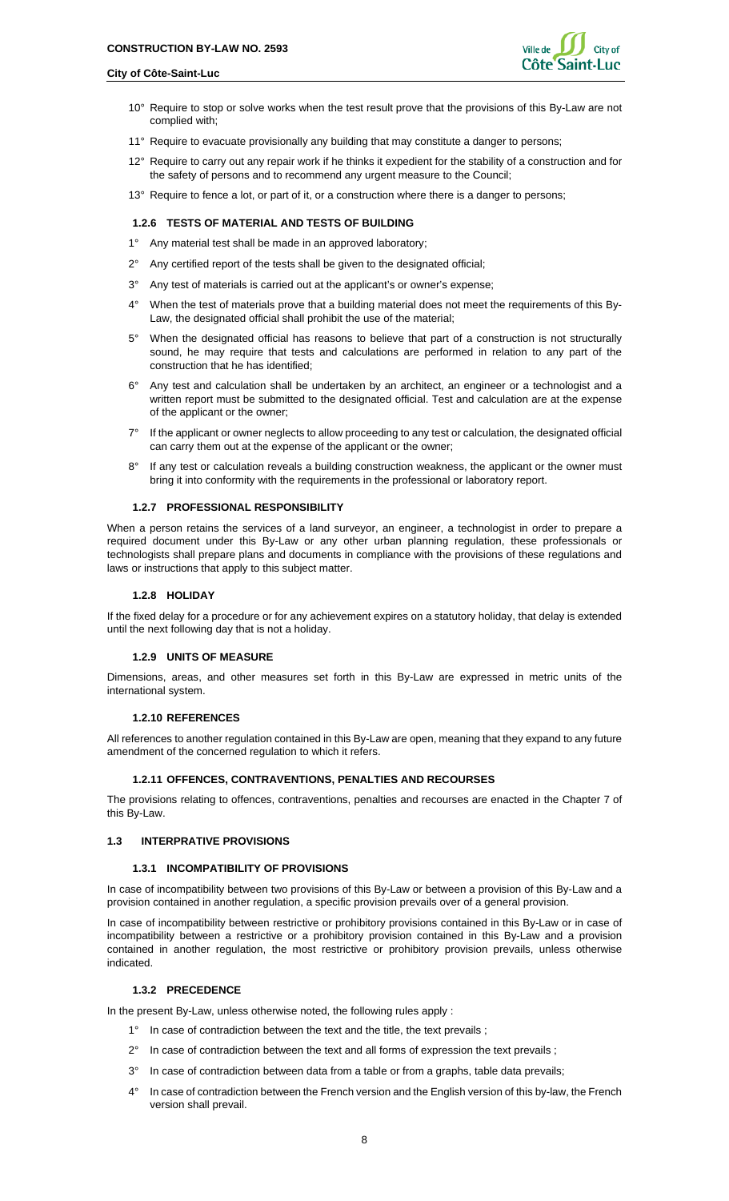10° Require to stop or solve works when the test result prove that the provisions of this By-Law are not complied with;

11° Require to evacuate provisionally any building that may constitute a danger to persons;

12° Require to carry out any repair work if he thinks it expedient for the stability of a construction and for the safety of persons and to recommend any urgent measure to the Council;

13° Require to fence a lot, or part of it, or a construction where there is a danger to persons;

#### 1.2.6 TESTS OF MATERIAL AND TESTS OF BUILDING

1° Any material test shall be made in an approved laboratory;

2° Any certified report of the tests shall be given to the designated official;

3° Any test of materials is carried out at the applicant's or owner's expense;

4° When the test of materials prove that a building material does not meet the requirements of this By-Law, the designated official shall prohibit the use of the material;

5° When the designated official has reasons to believe that part of a construction is not structurally sound, he may require that tests and calculations are performed in relation to any part of the construction that he has identified;

6° Any test and calculation shall be undertaken by an architect, an engineer or a technologist and a written report must be submitted to the designated official. Test and calculation are at the expense of the applicant or the owner;

7° If the applicant or owner neglects to allow proceeding to any test or calculation, the designated official can carry them out at the expense of the applicant or the owner;

8° If any test or calculation reveals a building construction weakness, the applicant or the owner must bring it into conformity with the requirements in the professional or laboratory report.

#### 1.2.7 PROFESSIONAL RESPONSIBILITY

When a person retains the services of a land surveyor, an engineer, a technologist in order to prepare a required document under this By-Law or any other urban planning regulation, these professionals or technologists shall prepare plans and documents in compliance with the provisions of these regulations and laws or instructions that apply to this subject matter.

#### 1.2.8 HOLIDAY

If the fixed delay for a procedure or for any achievement expires on a statutory holiday, that delay is extended until the next following day that is not a holiday.

#### 1.2.9 UNITS OF MEASURE

Dimensions, areas, and other measures set forth in this By-Law are expressed in metric units of the international system.

#### 1.2.10 REFERENCES

All references to another regulation contained in this By-Law are open, meaning that they expand to any future amendment of the concerned regulation to which it refers.

#### 1.2.11 OFFENCES, CONTRAVENTIONS, PENALTIES AND RECOURSES

The provisions relating to offences, contraventions, penalties and recourses are enacted in the Chapter 7 of this By-Law.

### 1.3 INTERPRATIVE PROVISIONS

#### 1.3.1 INCOMPATIBILITY OF PROVISIONS

In case of incompatibility between two provisions of this By-Law or between a provision of this By-Law and a provision contained in another regulation, a specific provision prevails over of a general provision.

In case of incompatibility between restrictive or prohibitory provisions contained in this By-Law or in case of incompatibility between a restrictive or a prohibitory provision contained in this By-Law and a provision contained in another regulation, the most restrictive or prohibitory provision prevails, unless otherwise indicated.

#### 1.3.2 PRECEDENCE

In the present By-Law, unless otherwise noted, the following rules apply :

1° In case of contradiction between the text and the title, the text prevails ;

2° In case of contradiction between the text and all forms of expression the text prevails ;

3° In case of contradiction between data from a table or from a graphs, table data prevails;

4° In case of contradiction between the French version and the English version of this by-law, the French version shall prevail.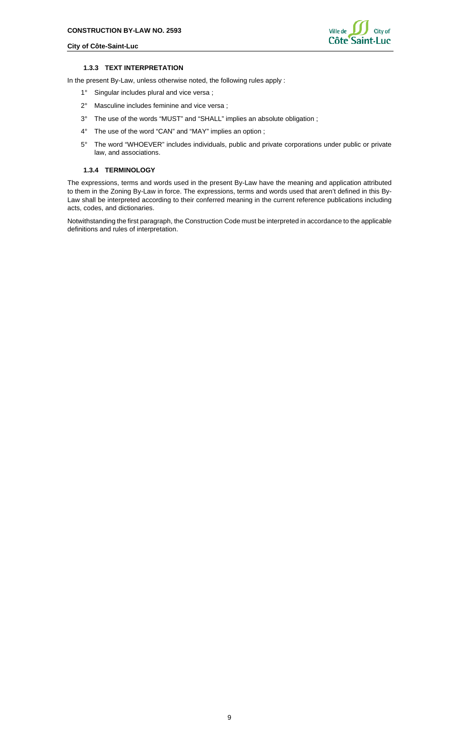### 1.3.3 TEXT INTERPRETATION

In the present By-Law, unless otherwise noted, the following rules apply :

1° Singular includes plural and vice versa ;

2° Masculine includes feminine and vice versa ;

3° The use of the words "MUST" and "SHALL" implies an absolute obligation ;

4° The use of the word "CAN" and "MAY" implies an option ;

5° The word "WHOEVER" includes individuals, public and private corporations under public or private law, and associations.

### 1.3.4 TERMINOLOGY

The expressions, terms and words used in the present By-Law have the meaning and application attributed to them in the Zoning By-Law in force. The expressions, terms and words used that aren't defined in this By-Law shall be interpreted according to their conferred meaning in the current reference publications including acts, codes, and dictionaries.

Notwithstanding the first paragraph, the Construction Code must be interpreted in accordance to the applicable definitions and rules of interpretation.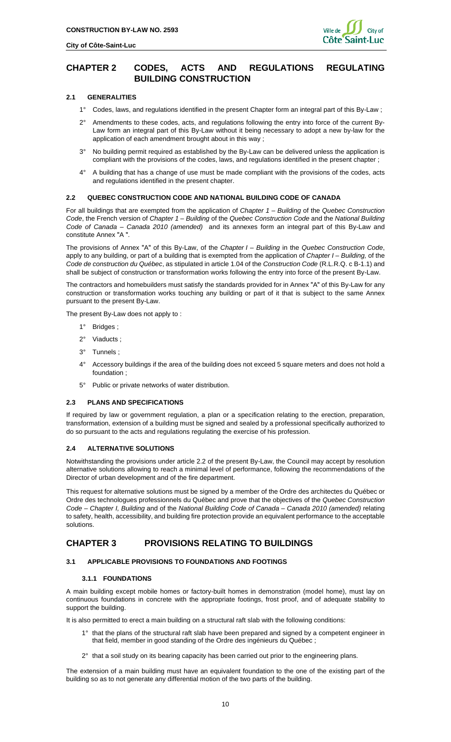# CHAPTER 2 CODES, ACTS AND REGULATIONS REGULATING BUILDING CONSTRUCTION

### 2.1 GENERALITIES

1° Codes, laws, and regulations identified in the present Chapter form an integral part of this By-Law ;

2° Amendments to these codes, acts, and regulations following the entry into force of the current By-Law form an integral part of this By-Law without it being necessary to adopt a new by-law for the application of each amendment brought about in this way ;

3° No building permit required as established by the By-Law can be delivered unless the application is compliant with the provisions of the codes, laws, and regulations identified in the present chapter ;

4° A building that has a change of use must be made compliant with the provisions of the codes, acts and regulations identified in the present chapter.

### 2.2 QUEBEC CONSTRUCTION CODE AND NATIONAL BUILDING CODE OF CANADA

For all buildings that are exempted from the application of *Chapter 1 – Building* of the *Quebec Construction Code*, the French version of *Chapter 1 – Building* of the *Quebec Construction Code* and the *National Building Code of Canada – Canada 2010 (amended)* and its annexes form an integral part of this By-Law and constitute Annex "A ".

The provisions of Annex "A" of this By-Law, of the *Chapter I – Building* in the *Quebec Construction Code*, apply to any building, or part of a building that is exempted from the application of *Chapter I – Building,* of the *Code de construction du Québec*, as stipulated in article 1.04 of the *Construction Code* (R.L.R.Q. c B-1.1) and shall be subject of construction or transformation works following the entry into force of the present By-Law.

The contractors and homebuilders must satisfy the standards provided for in Annex "A" of this By-Law for any construction or transformation works touching any building or part of it that is subject to the same Annex pursuant to the present By-Law.

The present By-Law does not apply to :

1° Bridges ;

2° Viaducts ;

3° Tunnels ;

4° Accessory buildings if the area of the building does not exceed 5 square meters and does not hold a foundation ;

5° Public or private networks of water distribution.

### 2.3 PLANS AND SPECIFICATIONS

If required by law or government regulation, a plan or a specification relating to the erection, preparation, transformation, extension of a building must be signed and sealed by a professional specifically authorized to do so pursuant to the acts and regulations regulating the exercise of his profession.

### 2.4 ALTERNATIVE SOLUTIONS

Notwithstanding the provisions under article 2.2 of the present By-Law, the Council may accept by resolution alternative solutions allowing to reach a minimal level of performance, following the recommendations of the Director of urban development and of the fire department.

This request for alternative solutions must be signed by a member of the Ordre des architectes du Québec or Ordre des technologues professionnels du Québec and prove that the objectives of the *Quebec Construction Code – Chapter I, Building* and of the *National Building Code of Canada – Canada 2010 (amended)* relating to safety, health, accessibility, and building fire protection provide an equivalent performance to the acceptable solutions.

# CHAPTER 3 PROVISIONS RELATING TO BUILDINGS

### 3.1 APPLICABLE PROVISIONS TO FOUNDATIONS AND FOOTINGS

#### 3.1.1 FOUNDATIONS

A main building except mobile homes or factory-built homes in demonstration (model home), must lay on continuous foundations in concrete with the appropriate footings, frost proof, and of adequate stability to support the building.

It is also permitted to erect a main building on a structural raft slab with the following conditions:

1° that the plans of the structural raft slab have been prepared and signed by a competent engineer in that field, member in good standing of the Ordre des ingénieurs du Québec ;

2° that a soil study on its bearing capacity has been carried out prior to the engineering plans.

The extension of a main building must have an equivalent foundation to the one of the existing part of the building so as to not generate any differential motion of the two parts of the building.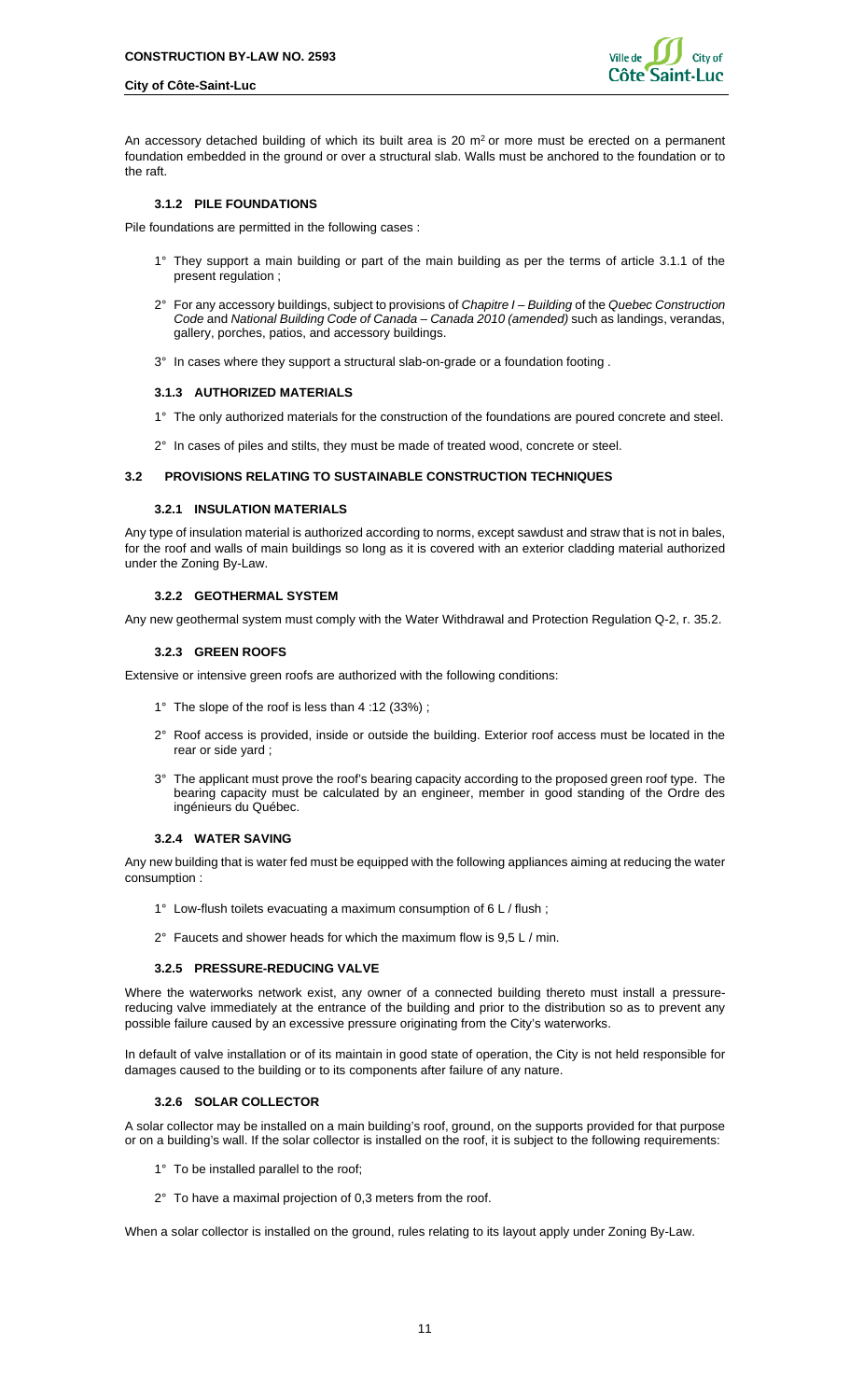An accessory detached building of which its built area is 20 $m^2$ or more must be erected on a permanent foundation embedded in the ground or over a structural slab. Walls must be anchored to the foundation or to the raft.

### 3.1.2 PILE FOUNDATIONS

Pile foundations are permitted in the following cases :

1° They support a main building or part of the main building as per the terms of article 3.1.1 of the present regulation ;

2° For any accessory buildings, subject to provisions of *Chapitre I – Building* of the *Quebec Construction Code* and *National Building Code of Canada – Canada 2010 (amended)* such as landings, verandas, gallery, porches, patios, and accessory buildings.

3° In cases where they support a structural slab-on-grade or a foundation footing .

### 3.1.3 AUTHORIZED MATERIALS

1° The only authorized materials for the construction of the foundations are poured concrete and steel.

2° In cases of piles and stilts, they must be made of treated wood, concrete or steel.

## 3.2 PROVISIONS RELATING TO SUSTAINABLE CONSTRUCTION TECHNIQUES

### 3.2.1 INSULATION MATERIALS

Any type of insulation material is authorized according to norms, except sawdust and straw that is not in bales, for the roof and walls of main buildings so long as it is covered with an exterior cladding material authorized under the Zoning By-Law.

### 3.2.2 GEOTHERMAL SYSTEM

Any new geothermal system must comply with the Water Withdrawal and Protection Regulation Q-2, r. 35.2.

### 3.2.3 GREEN ROOFS

Extensive or intensive green roofs are authorized with the following conditions:

1° The slope of the roof is less than 4 :12 (33%) ;

2° Roof access is provided, inside or outside the building. Exterior roof access must be located in the rear or side yard ;

3° The applicant must prove the roof's bearing capacity according to the proposed green roof type. The bearing capacity must be calculated by an engineer, member in good standing of the Ordre des ingénieurs du Québec.

### 3.2.4 WATER SAVING

Any new building that is water fed must be equipped with the following appliances aiming at reducing the water consumption :

1° Low-flush toilets evacuating a maximum consumption of 6 L / flush ;

2° Faucets and shower heads for which the maximum flow is 9,5 L / min.

### 3.2.5 PRESSURE-REDUCING VALVE

Where the waterworks network exist, any owner of a connected building thereto must install a pressure-reducing valve immediately at the entrance of the building and prior to the distribution so as to prevent any possible failure caused by an excessive pressure originating from the City's waterworks.

In default of valve installation or of its maintain in good state of operation, the City is not held responsible for damages caused to the building or to its components after failure of any nature.

### 3.2.6 SOLAR COLLECTOR

A solar collector may be installed on a main building's roof, ground, on the supports provided for that purpose or on a building's wall. If the solar collector is installed on the roof, it is subject to the following requirements:

1° To be installed parallel to the roof;

2° To have a maximal projection of 0,3 meters from the roof.

When a solar collector is installed on the ground, rules relating to its layout apply under Zoning By-Law.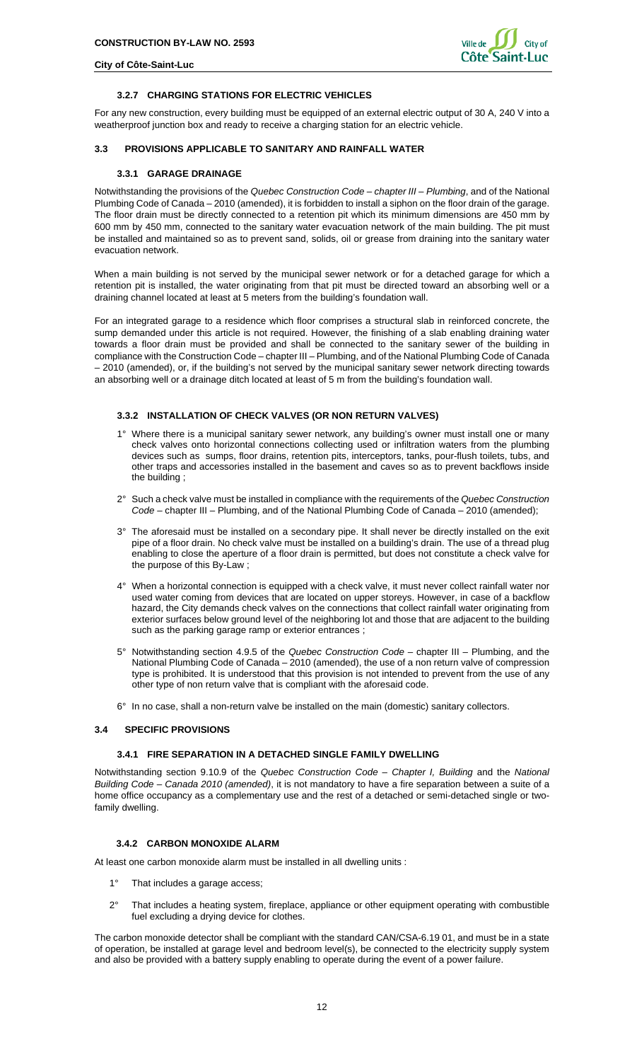#### 3.2.7 CHARGING STATIONS FOR ELECTRIC VEHICLES

For any new construction, every building must be equipped of an external electric output of 30 A, 240 V into a weatherproof junction box and ready to receive a charging station for an electric vehicle.

### 3.3 PROVISIONS APPLICABLE TO SANITARY AND RAINFALL WATER

#### 3.3.1 GARAGE DRAINAGE

Notwithstanding the provisions of the *Quebec Construction Code – chapter III – Plumbing*, and of the National Plumbing Code of Canada – 2010 (amended), it is forbidden to install a siphon on the floor drain of the garage. The floor drain must be directly connected to a retention pit which its minimum dimensions are 450 mm by 600 mm by 450 mm, connected to the sanitary water evacuation network of the main building. The pit must be installed and maintained so as to prevent sand, solids, oil or grease from draining into the sanitary water evacuation network.

When a main building is not served by the municipal sewer network or for a detached garage for which a retention pit is installed, the water originating from that pit must be directed toward an absorbing well or a draining channel located at least at 5 meters from the building's foundation wall.

For an integrated garage to a residence which floor comprises a structural slab in reinforced concrete, the sump demanded under this article is not required. However, the finishing of a slab enabling draining water towards a floor drain must be provided and shall be connected to the sanitary sewer of the building in compliance with the Construction Code – chapter III – Plumbing, and of the National Plumbing Code of Canada – 2010 (amended), or, if the building's not served by the municipal sanitary sewer network directing towards an absorbing well or a drainage ditch located at least of 5 m from the building's foundation wall.

#### 3.3.2 INSTALLATION OF CHECK VALVES (OR NON RETURN VALVES)

1° Where there is a municipal sanitary sewer network, any building's owner must install one or many check valves onto horizontal connections collecting used or infiltration waters from the plumbing devices such as sumps, floor drains, retention pits, interceptors, tanks, pour-flush toilets, tubs, and other traps and accessories installed in the basement and caves so as to prevent backflows inside the building ;

2° Such a check valve must be installed in compliance with the requirements of the *Quebec Construction Code* – chapter III – Plumbing, and of the National Plumbing Code of Canada – 2010 (amended);

3° The aforesaid must be installed on a secondary pipe. It shall never be directly installed on the exit pipe of a floor drain. No check valve must be installed on a building's drain. The use of a thread plug enabling to close the aperture of a floor drain is permitted, but does not constitute a check valve for the purpose of this By-Law ;

4° When a horizontal connection is equipped with a check valve, it must never collect rainfall water nor used water coming from devices that are located on upper storeys. However, in case of a backflow hazard, the City demands check valves on the connections that collect rainfall water originating from exterior surfaces below ground level of the neighboring lot and those that are adjacent to the building such as the parking garage ramp or exterior entrances ;

5° Notwithstanding section 4.9.5 of the *Quebec Construction Code* – chapter III – Plumbing, and the National Plumbing Code of Canada – 2010 (amended), the use of a non return valve of compression type is prohibited. It is understood that this provision is not intended to prevent from the use of any other type of non return valve that is compliant with the aforesaid code.

6° In no case, shall a non-return valve be installed on the main (domestic) sanitary collectors.

### 3.4 SPECIFIC PROVISIONS

#### 3.4.1 FIRE SEPARATION IN A DETACHED SINGLE FAMILY DWELLING

Notwithstanding section 9.10.9 of the *Quebec Construction Code – Chapter I, Building* and the *National Building Code – Canada 2010 (amended)*, it is not mandatory to have a fire separation between a suite of a home office occupancy as a complementary use and the rest of a detached or semi-detached single or two-family dwelling.

#### 3.4.2 CARBON MONOXIDE ALARM

At least one carbon monoxide alarm must be installed in all dwelling units :

1° That includes a garage access;

2° That includes a heating system, fireplace, appliance or other equipment operating with combustible fuel excluding a drying device for clothes.

The carbon monoxide detector shall be compliant with the standard CAN/CSA-6.19 01, and must be in a state of operation, be installed at garage level and bedroom level(s), be connected to the electricity supply system and also be provided with a battery supply enabling to operate during the event of a power failure.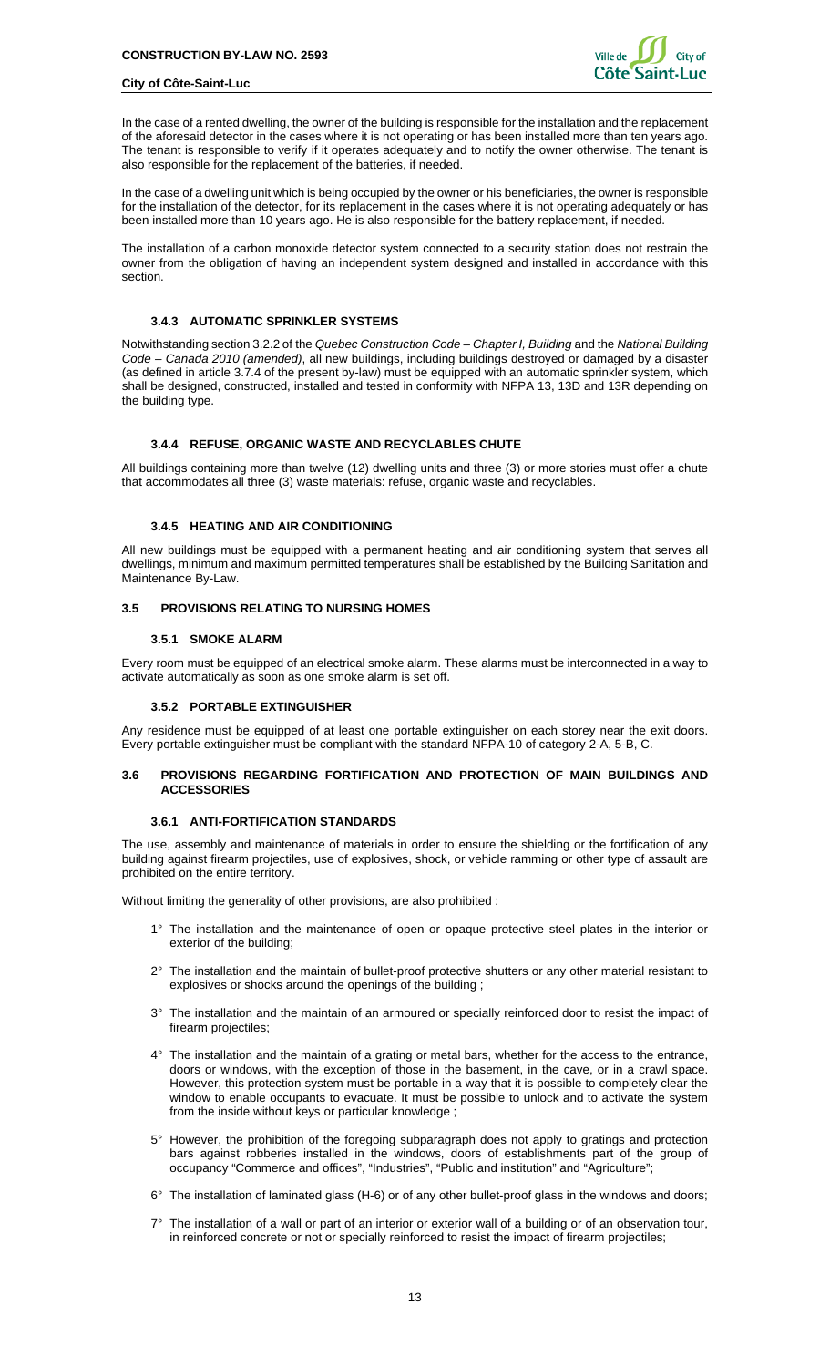In the case of a rented dwelling, the owner of the building is responsible for the installation and the replacement of the aforesaid detector in the cases where it is not operating or has been installed more than ten years ago. The tenant is responsible to verify if it operates adequately and to notify the owner otherwise. The tenant is also responsible for the replacement of the batteries, if needed.

In the case of a dwelling unit which is being occupied by the owner or his beneficiaries, the owner is responsible for the installation of the detector, for its replacement in the cases where it is not operating adequately or has been installed more than 10 years ago. He is also responsible for the battery replacement, if needed.

The installation of a carbon monoxide detector system connected to a security station does not restrain the owner from the obligation of having an independent system designed and installed in accordance with this section.

#### 3.4.3 AUTOMATIC SPRINKLER SYSTEMS

Notwithstanding section 3.2.2 of the *Quebec Construction Code – Chapter I, Building* and the *National Building Code – Canada 2010 (amended)*, all new buildings, including buildings destroyed or damaged by a disaster (as defined in article 3.7.4 of the present by-law) must be equipped with an automatic sprinkler system, which shall be designed, constructed, installed and tested in conformity with NFPA 13, 13D and 13R depending on the building type.

#### 3.4.4 REFUSE, ORGANIC WASTE AND RECYCLABLES CHUTE

All buildings containing more than twelve (12) dwelling units and three (3) or more stories must offer a chute that accommodates all three (3) waste materials: refuse, organic waste and recyclables.

#### 3.4.5 HEATING AND AIR CONDITIONING

All new buildings must be equipped with a permanent heating and air conditioning system that serves all dwellings, minimum and maximum permitted temperatures shall be established by the Building Sanitation and Maintenance By-Law.

### 3.5 PROVISIONS RELATING TO NURSING HOMES

#### 3.5.1 SMOKE ALARM

Every room must be equipped of an electrical smoke alarm. These alarms must be interconnected in a way to activate automatically as soon as one smoke alarm is set off.

#### 3.5.2 PORTABLE EXTINGUISHER

Any residence must be equipped of at least one portable extinguisher on each storey near the exit doors. Every portable extinguisher must be compliant with the standard NFPA-10 of category 2-A, 5-B, C.

### 3.6 PROVISIONS REGARDING FORTIFICATION AND PROTECTION OF MAIN BUILDINGS AND ACCESSORIES

#### 3.6.1 ANTI-FORTIFICATION STANDARDS

The use, assembly and maintenance of materials in order to ensure the shielding or the fortification of any building against firearm projectiles, use of explosives, shock, or vehicle ramming or other type of assault are prohibited on the entire territory.

Without limiting the generality of other provisions, are also prohibited :

1° The installation and the maintenance of open or opaque protective steel plates in the interior or exterior of the building;

2° The installation and the maintain of bullet-proof protective shutters or any other material resistant to explosives or shocks around the openings of the building ;

3° The installation and the maintain of an armoured or specially reinforced door to resist the impact of firearm projectiles;

4° The installation and the maintain of a grating or metal bars, whether for the access to the entrance, doors or windows, with the exception of those in the basement, in the cave, or in a crawl space. However, this protection system must be portable in a way that it is possible to completely clear the window to enable occupants to evacuate. It must be possible to unlock and to activate the system from the inside without keys or particular knowledge ;

5° However, the prohibition of the foregoing subparagraph does not apply to gratings and protection bars against robberies installed in the windows, doors of establishments part of the group of occupancy "Commerce and offices", "Industries", "Public and institution" and "Agriculture";

6° The installation of laminated glass (H-6) or of any other bullet-proof glass in the windows and doors;

7° The installation of a wall or part of an interior or exterior wall of a building or of an observation tour, in reinforced concrete or not or specially reinforced to resist the impact of firearm projectiles;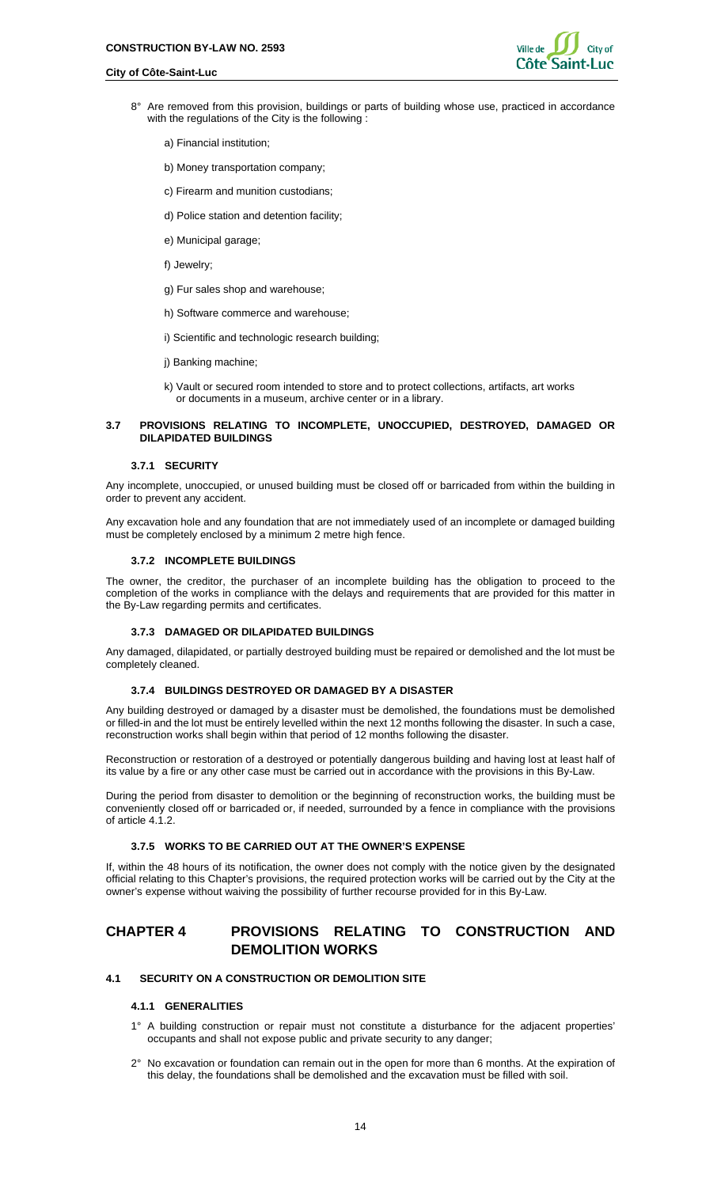8° Are removed from this provision, buildings or parts of building whose use, practiced in accordance with the regulations of the City is the following :

a) Financial institution;

b) Money transportation company;

c) Firearm and munition custodians;

d) Police station and detention facility;

e) Municipal garage;

f) Jewelry;

g) Fur sales shop and warehouse;

h) Software commerce and warehouse;

i) Scientific and technologic research building;

j) Banking machine;

k) Vault or secured room intended to store and to protect collections, artifacts, art works or documents in a museum, archive center or in a library.

### 3.7 PROVISIONS RELATING TO INCOMPLETE, UNOCCUPIED, DESTROYED, DAMAGED OR DILAPIDATED BUILDINGS

#### 3.7.1 SECURITY

Any incomplete, unoccupied, or unused building must be closed off or barricaded from within the building in order to prevent any accident.

Any excavation hole and any foundation that are not immediately used of an incomplete or damaged building must be completely enclosed by a minimum 2 metre high fence.

#### 3.7.2 INCOMPLETE BUILDINGS

The owner, the creditor, the purchaser of an incomplete building has the obligation to proceed to the completion of the works in compliance with the delays and requirements that are provided for this matter in the By-Law regarding permits and certificates.

#### 3.7.3 DAMAGED OR DILAPIDATED BUILDINGS

Any damaged, dilapidated, or partially destroyed building must be repaired or demolished and the lot must be completely cleaned.

#### 3.7.4 BUILDINGS DESTROYED OR DAMAGED BY A DISASTER

Any building destroyed or damaged by a disaster must be demolished, the foundations must be demolished or filled-in and the lot must be entirely levelled within the next 12 months following the disaster. In such a case, reconstruction works shall begin within that period of 12 months following the disaster.

Reconstruction or restoration of a destroyed or potentially dangerous building and having lost at least half of its value by a fire or any other case must be carried out in accordance with the provisions in this By-Law.

During the period from disaster to demolition or the beginning of reconstruction works, the building must be conveniently closed off or barricaded or, if needed, surrounded by a fence in compliance with the provisions of article 4.1.2.

#### 3.7.5 WORKS TO BE CARRIED OUT AT THE OWNER'S EXPENSE

If, within the 48 hours of its notification, the owner does not comply with the notice given by the designated official relating to this Chapter's provisions, the required protection works will be carried out by the City at the owner's expense without waiving the possibility of further recourse provided for in this By-Law.

## CHAPTER 4 PROVISIONS RELATING TO CONSTRUCTION AND DEMOLITION WORKS

### 4.1 SECURITY ON A CONSTRUCTION OR DEMOLITION SITE

#### 4.1.1 GENERALITIES

1° A building construction or repair must not constitute a disturbance for the adjacent properties' occupants and shall not expose public and private security to any danger;

2° No excavation or foundation can remain out in the open for more than 6 months. At the expiration of this delay, the foundations shall be demolished and the excavation must be filled with soil.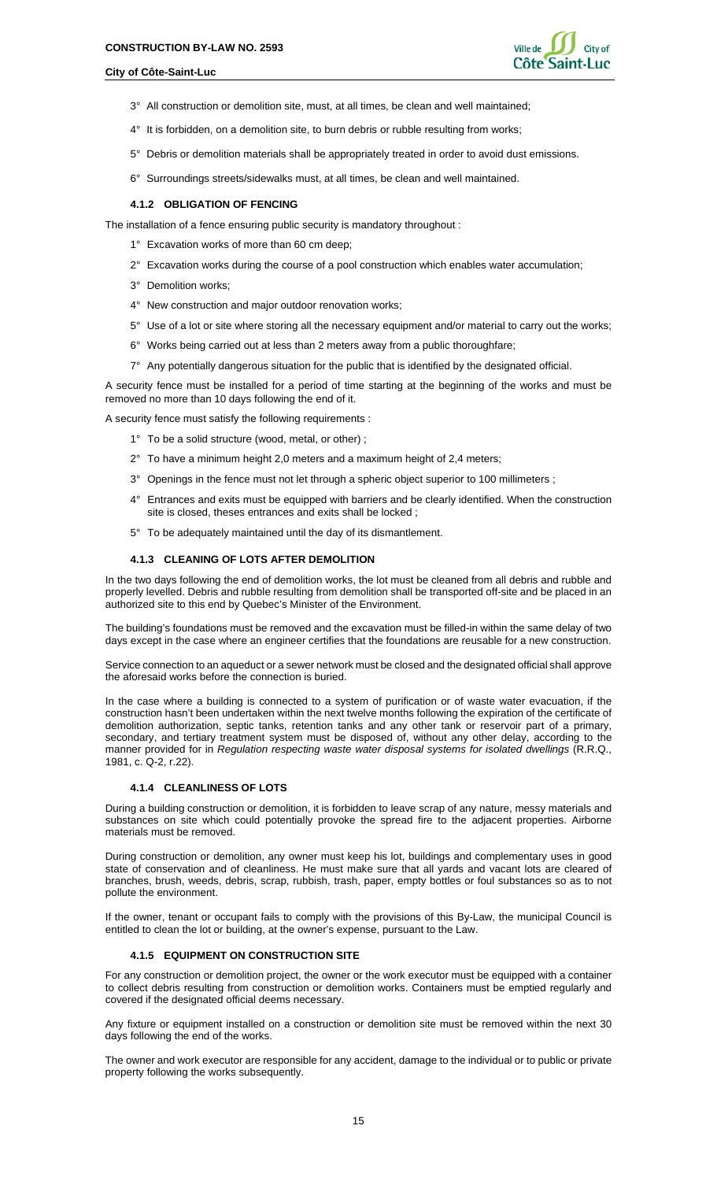3° All construction or demolition site, must, at all times, be clean and well maintained;

4° It is forbidden, on a demolition site, to burn debris or rubble resulting from works;

5° Debris or demolition materials shall be appropriately treated in order to avoid dust emissions.

6° Surroundings streets/sidewalks must, at all times, be clean and well maintained.

#### 4.1.2 OBLIGATION OF FENCING

The installation of a fence ensuring public security is mandatory throughout :

1° Excavation works of more than 60 cm deep;

2° Excavation works during the course of a pool construction which enables water accumulation;

3° Demolition works;

4° New construction and major outdoor renovation works;

5° Use of a lot or site where storing all the necessary equipment and/or material to carry out the works;

6° Works being carried out at less than 2 meters away from a public thoroughfare;

7° Any potentially dangerous situation for the public that is identified by the designated official.

A security fence must be installed for a period of time starting at the beginning of the works and must be removed no more than 10 days following the end of it.

A security fence must satisfy the following requirements :

1° To be a solid structure (wood, metal, or other) ;

2° To have a minimum height 2,0 meters and a maximum height of 2,4 meters;

3° Openings in the fence must not let through a spheric object superior to 100 millimeters ;

4° Entrances and exits must be equipped with barriers and be clearly identified. When the construction site is closed, theses entrances and exits shall be locked ;

5° To be adequately maintained until the day of its dismantlement.

#### 4.1.3 CLEANING OF LOTS AFTER DEMOLITION

In the two days following the end of demolition works, the lot must be cleaned from all debris and rubble and properly levelled. Debris and rubble resulting from demolition shall be transported off-site and be placed in an authorized site to this end by Quebec's Minister of the Environment.

The building's foundations must be removed and the excavation must be filled-in within the same delay of two days except in the case where an engineer certifies that the foundations are reusable for a new construction.

Service connection to an aqueduct or a sewer network must be closed and the designated official shall approve the aforesaid works before the connection is buried.

In the case where a building is connected to a system of purification or of waste water evacuation, if the construction hasn't been undertaken within the next twelve months following the expiration of the certificate of demolition authorization, septic tanks, retention tanks and any other tank or reservoir part of a primary, secondary, and tertiary treatment system must be disposed of, without any other delay, according to the manner provided for in *Regulation respecting waste water disposal systems for isolated dwellings* (R.R.Q., 1981, c. Q-2, r.22).

#### 4.1.4 CLEANLINESS OF LOTS

During a building construction or demolition, it is forbidden to leave scrap of any nature, messy materials and substances on site which could potentially provoke the spread fire to the adjacent properties. Airborne materials must be removed.

During construction or demolition, any owner must keep his lot, buildings and complementary uses in good state of conservation and of cleanliness. He must make sure that all yards and vacant lots are cleared of branches, brush, weeds, debris, scrap, rubbish, trash, paper, empty bottles or foul substances so as to not pollute the environment.

If the owner, tenant or occupant fails to comply with the provisions of this By-Law, the municipal Council is entitled to clean the lot or building, at the owner's expense, pursuant to the Law.

#### 4.1.5 EQUIPMENT ON CONSTRUCTION SITE

For any construction or demolition project, the owner or the work executor must be equipped with a container to collect debris resulting from construction or demolition works. Containers must be emptied regularly and covered if the designated official deems necessary.

Any fixture or equipment installed on a construction or demolition site must be removed within the next 30 days following the end of the works.

The owner and work executor are responsible for any accident, damage to the individual or to public or private property following the works subsequently.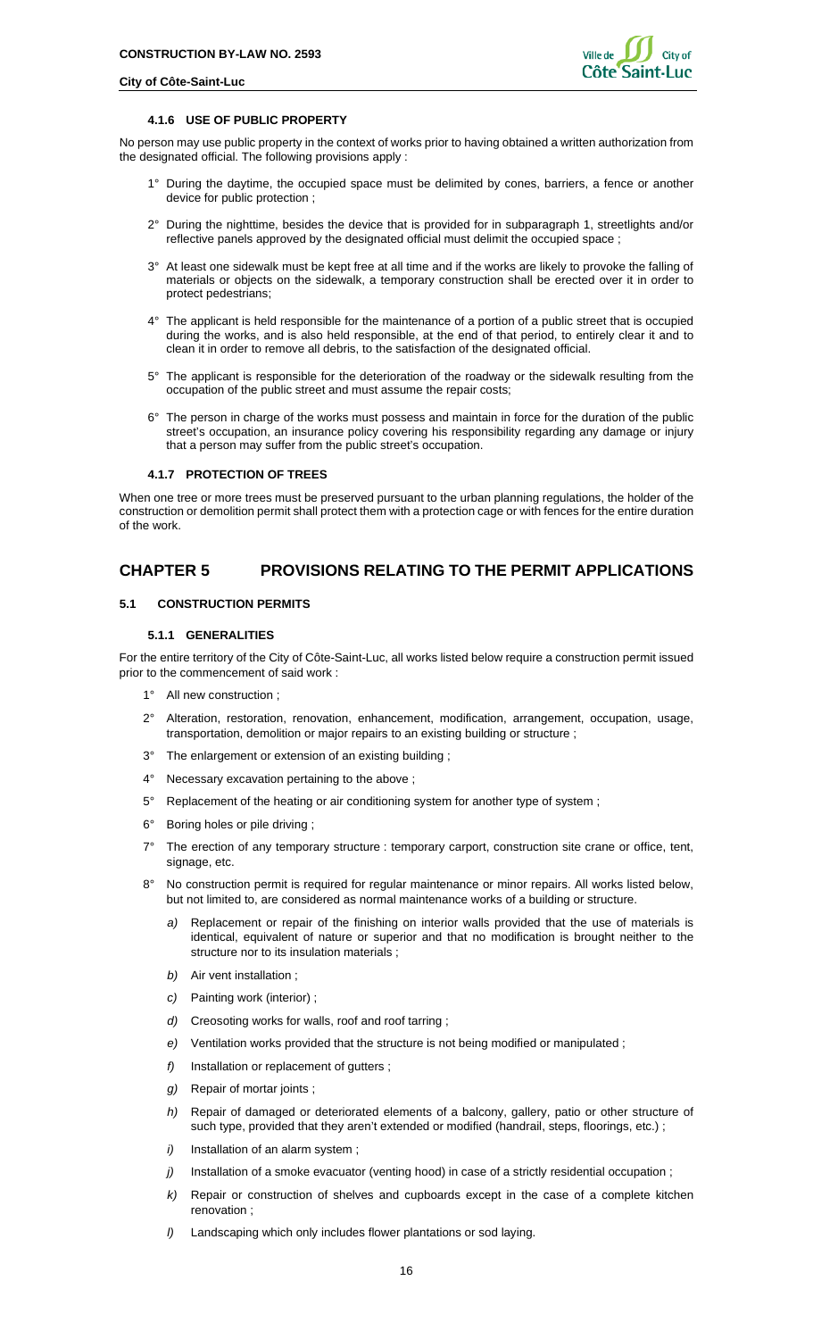#### 4.1.6 USE OF PUBLIC PROPERTY

No person may use public property in the context of works prior to having obtained a written authorization from the designated official. The following provisions apply :

1° During the daytime, the occupied space must be delimited by cones, barriers, a fence or another device for public protection ;

2° During the nighttime, besides the device that is provided for in subparagraph 1, streetlights and/or reflective panels approved by the designated official must delimit the occupied space ;

3° At least one sidewalk must be kept free at all time and if the works are likely to provoke the falling of materials or objects on the sidewalk, a temporary construction shall be erected over it in order to protect pedestrians;

4° The applicant is held responsible for the maintenance of a portion of a public street that is occupied during the works, and is also held responsible, at the end of that period, to entirely clear it and to clean it in order to remove all debris, to the satisfaction of the designated official.

5° The applicant is responsible for the deterioration of the roadway or the sidewalk resulting from the occupation of the public street and must assume the repair costs;

6° The person in charge of the works must possess and maintain in force for the duration of the public street's occupation, an insurance policy covering his responsibility regarding any damage or injury that a person may suffer from the public street's occupation.

#### 4.1.7 PROTECTION OF TREES

When one tree or more trees must be preserved pursuant to the urban planning regulations, the holder of the construction or demolition permit shall protect them with a protection cage or with fences for the entire duration of the work.

# CHAPTER 5 PROVISIONS RELATING TO THE PERMIT APPLICATIONS

## 5.1 CONSTRUCTION PERMITS

#### 5.1.1 GENERALITIES

For the entire territory of the City of Côte-Saint-Luc, all works listed below require a construction permit issued prior to the commencement of said work :

1° All new construction ;

2° Alteration, restoration, renovation, enhancement, modification, arrangement, occupation, usage, transportation, demolition or major repairs to an existing building or structure ;

3° The enlargement or extension of an existing building ;

4° Necessary excavation pertaining to the above ;

5° Replacement of the heating or air conditioning system for another type of system ;

6° Boring holes or pile driving ;

7° The erection of any temporary structure : temporary carport, construction site crane or office, tent, signage, etc.

8° No construction permit is required for regular maintenance or minor repairs. All works listed below, but not limited to, are considered as normal maintenance works of a building or structure.

*a)* Replacement or repair of the finishing on interior walls provided that the use of materials is identical, equivalent of nature or superior and that no modification is brought neither to the structure nor to its insulation materials ;

*b)* Air vent installation ;

*c)* Painting work (interior) ;

*d)* Creosoting works for walls, roof and roof tarring ;

*e)* Ventilation works provided that the structure is not being modified or manipulated ;

*f)* Installation or replacement of gutters ;

*g)* Repair of mortar joints ;

*h)* Repair of damaged or deteriorated elements of a balcony, gallery, patio or other structure of such type, provided that they aren't extended or modified (handrail, steps, floorings, etc.) ;

*i)* Installation of an alarm system ;

*j)* Installation of a smoke evacuator (venting hood) in case of a strictly residential occupation ;

*k)* Repair or construction of shelves and cupboards except in the case of a complete kitchen renovation ;

*l)* Landscaping which only includes flower plantations or sod laying.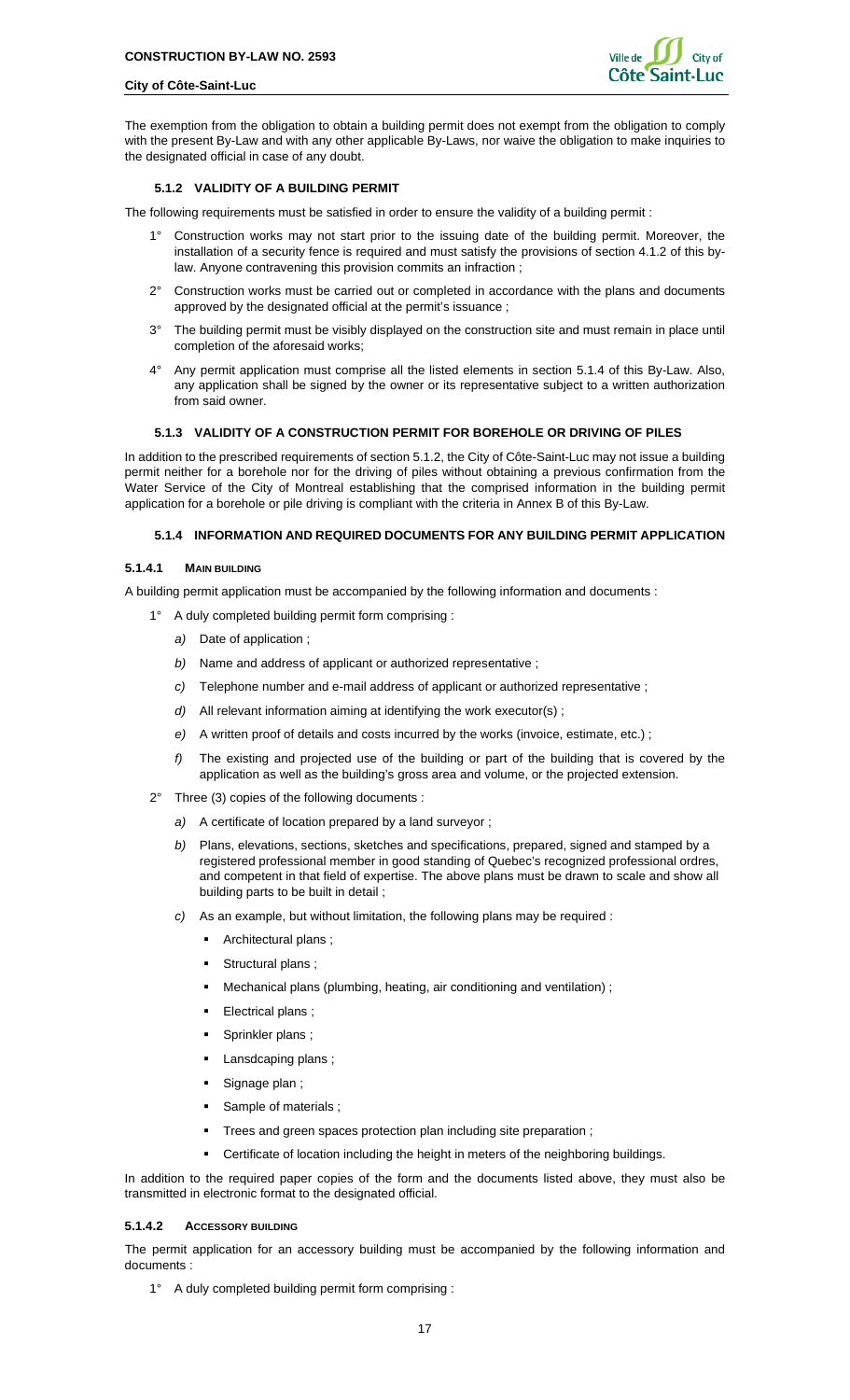The exemption from the obligation to obtain a building permit does not exempt from the obligation to comply with the present By-Law and with any other applicable By-Laws, nor waive the obligation to make inquiries to the designated official in case of any doubt.

### 5.1.2 VALIDITY OF A BUILDING PERMIT

The following requirements must be satisfied in order to ensure the validity of a building permit :

1° Construction works may not start prior to the issuing date of the building permit. Moreover, the installation of a security fence is required and must satisfy the provisions of section 4.1.2 of this by-law. Anyone contravening this provision commits an infraction ;

2° Construction works must be carried out or completed in accordance with the plans and documents approved by the designated official at the permit's issuance ;

3° The building permit must be visibly displayed on the construction site and must remain in place until completion of the aforesaid works;

4° Any permit application must comprise all the listed elements in section 5.1.4 of this By-Law. Also, any application shall be signed by the owner or its representative subject to a written authorization from said owner.

### 5.1.3 VALIDITY OF A CONSTRUCTION PERMIT FOR BOREHOLE OR DRIVING OF PILES

In addition to the prescribed requirements of section 5.1.2, the City of Côte-Saint-Luc may not issue a building permit neither for a borehole nor for the driving of piles without obtaining a previous confirmation from the Water Service of the City of Montreal establishing that the comprised information in the building permit application for a borehole or pile driving is compliant with the criteria in Annex B of this By-Law.

### 5.1.4 INFORMATION AND REQUIRED DOCUMENTS FOR ANY BUILDING PERMIT APPLICATION

#### 5.1.4.1 MAIN BUILDING

A building permit application must be accompanied by the following information and documents :

1° A duly completed building permit form comprising :

*a)* Date of application ;

*b)* Name and address of applicant or authorized representative ;

*c)* Telephone number and e-mail address of applicant or authorized representative ;

*d)* All relevant information aiming at identifying the work executor(s) ;

*e)* A written proof of details and costs incurred by the works (invoice, estimate, etc.) ;

*f)* The existing and projected use of the building or part of the building that is covered by the application as well as the building's gross area and volume, or the projected extension.

2° Three (3) copies of the following documents :

*a)* A certificate of location prepared by a land surveyor ;

*b)* Plans, elevations, sections, sketches and specifications, prepared, signed and stamped by a registered professional member in good standing of Quebec's recognized professional ordres, and competent in that field of expertise. The above plans must be drawn to scale and show all building parts to be built in detail ;

*c)* As an example, but without limitation, the following plans may be required :

- Architectural plans ;
- Structural plans ;
- Mechanical plans (plumbing, heating, air conditioning and ventilation) ;
- Electrical plans ;
- Sprinkler plans ;
- Lansdcaping plans ;
- Signage plan ;
- Sample of materials ;
- Trees and green spaces protection plan including site preparation ;
- Certificate of location including the height in meters of the neighboring buildings.

In addition to the required paper copies of the form and the documents listed above, they must also be transmitted in electronic format to the designated official.

#### 5.1.4.2 ACCESSORY BUILDING

The permit application for an accessory building must be accompanied by the following information and documents :

1° A duly completed building permit form comprising :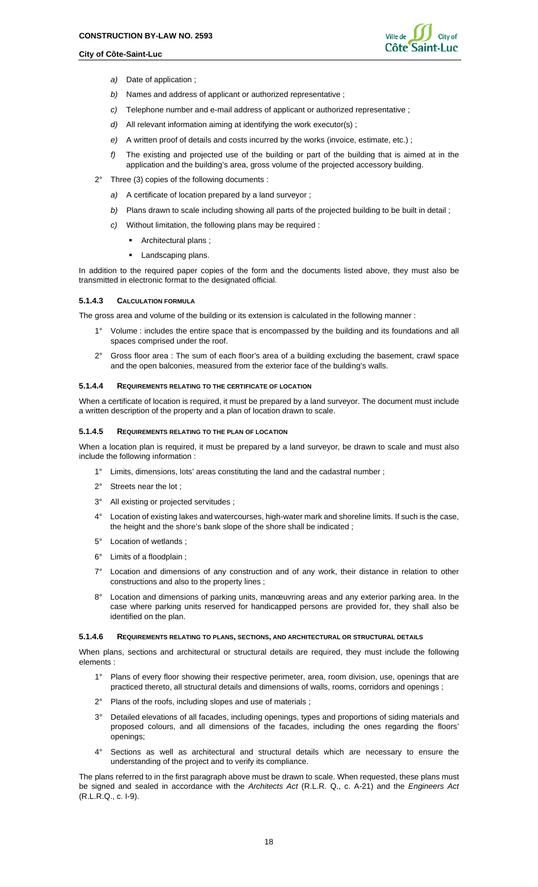*a)* Date of application ;

*b)* Names and address of applicant or authorized representative ;

*c)* Telephone number and e-mail address of applicant or authorized representative ;

*d)* All relevant information aiming at identifying the work executor(s) ;

*e)* A written proof of details and costs incurred by the works (invoice, estimate, etc.) ;

*f)* The existing and projected use of the building or part of the building that is aimed at in the application and the building's area, gross volume of the projected accessory building.

2° Three (3) copies of the following documents :

*a)* A certificate of location prepared by a land surveyor ;

*b)* Plans drawn to scale including showing all parts of the projected building to be built in detail ;

*c)* Without limitation, the following plans may be required :

- Architectural plans ;
- Landscaping plans.

In addition to the required paper copies of the form and the documents listed above, they must also be transmitted in electronic format to the designated official.

#### 5.1.4.3 CALCULATION FORMULA

The gross area and volume of the building or its extension is calculated in the following manner :

1° Volume : includes the entire space that is encompassed by the building and its foundations and all spaces comprised under the roof.

2° Gross floor area : The sum of each floor's area of a building excluding the basement, crawl space and the open balconies, measured from the exterior face of the building's walls.

#### 5.1.4.4 REQUIREMENTS RELATING TO THE CERTIFICATE OF LOCATION

When a certificate of location is required, it must be prepared by a land surveyor. The document must include a written description of the property and a plan of location drawn to scale.

#### 5.1.4.5 REQUIREMENTS RELATING TO THE PLAN OF LOCATION

When a location plan is required, it must be prepared by a land surveyor, be drawn to scale and must also include the following information :

1° Limits, dimensions, lots' areas constituting the land and the cadastral number ;

2° Streets near the lot ;

3° All existing or projected servitudes ;

4° Location of existing lakes and watercourses, high-water mark and shoreline limits. If such is the case, the height and the shore's bank slope of the shore shall be indicated ;

5° Location of wetlands ;

6° Limits of a floodplain ;

7° Location and dimensions of any construction and of any work, their distance in relation to other constructions and also to the property lines ;

8° Location and dimensions of parking units, manœuvring areas and any exterior parking area. In the case where parking units reserved for handicapped persons are provided for, they shall also be identified on the plan.

#### 5.1.4.6 REQUIREMENTS RELATING TO PLANS, SECTIONS, AND ARCHITECTURAL OR STRUCTURAL DETAILS

When plans, sections and architectural or structural details are required, they must include the following elements :

1° Plans of every floor showing their respective perimeter, area, room division, use, openings that are practiced thereto, all structural details and dimensions of walls, rooms, corridors and openings ;

2° Plans of the roofs, including slopes and use of materials ;

3° Detailed elevations of all facades, including openings, types and proportions of siding materials and proposed colours, and all dimensions of the facades, including the ones regarding the floors' openings;

4° Sections as well as architectural and structural details which are necessary to ensure the understanding of the project and to verify its compliance.

The plans referred to in the first paragraph above must be drawn to scale. When requested, these plans must be signed and sealed in accordance with the *Architects Act* (R.L.R. Q., c. A-21) and the *Engineers Act* (R.L.R.Q., c. I-9).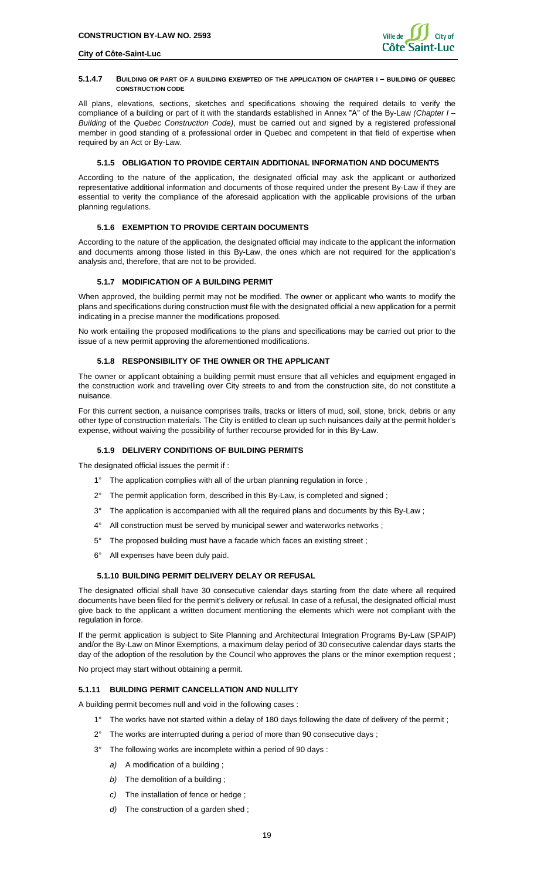#### 5.1.4.7 BUILDING OR PART OF A BUILDING EXEMPTED OF THE APPLICATION OF CHAPTER I – BUILDING OF QUEBEC CONSTRUCTION CODE

All plans, elevations, sections, sketches and specifications showing the required details to verify the compliance of a building or part of it with the standards established in Annex "A" of the By-Law *(Chapter I – Building* of the *Quebec Construction Code)*, must be carried out and signed by a registered professional member in good standing of a professional order in Quebec and competent in that field of expertise when required by an Act or By-Law.

### 5.1.5 OBLIGATION TO PROVIDE CERTAIN ADDITIONAL INFORMATION AND DOCUMENTS

According to the nature of the application, the designated official may ask the applicant or authorized representative additional information and documents of those required under the present By-Law if they are essential to verity the compliance of the aforesaid application with the applicable provisions of the urban planning regulations.

### 5.1.6 EXEMPTION TO PROVIDE CERTAIN DOCUMENTS

According to the nature of the application, the designated official may indicate to the applicant the information and documents among those listed in this By-Law, the ones which are not required for the application's analysis and, therefore, that are not to be provided.

### 5.1.7 MODIFICATION OF A BUILDING PERMIT

When approved, the building permit may not be modified. The owner or applicant who wants to modify the plans and specifications during construction must file with the designated official a new application for a permit indicating in a precise manner the modifications proposed.

No work entailing the proposed modifications to the plans and specifications may be carried out prior to the issue of a new permit approving the aforementioned modifications.

### 5.1.8 RESPONSIBILITY OF THE OWNER OR THE APPLICANT

The owner or applicant obtaining a building permit must ensure that all vehicles and equipment engaged in the construction work and travelling over City streets to and from the construction site, do not constitute a nuisance.

For this current section, a nuisance comprises trails, tracks or litters of mud, soil, stone, brick, debris or any other type of construction materials. The City is entitled to clean up such nuisances daily at the permit holder's expense, without waiving the possibility of further recourse provided for in this By-Law.

### 5.1.9 DELIVERY CONDITIONS OF BUILDING PERMITS

The designated official issues the permit if :

1° The application complies with all of the urban planning regulation in force ;

2° The permit application form, described in this By-Law, is completed and signed ;

3° The application is accompanied with all the required plans and documents by this By-Law ;

4° All construction must be served by municipal sewer and waterworks networks ;

5° The proposed building must have a facade which faces an existing street ;

6° All expenses have been duly paid.

### 5.1.10 BUILDING PERMIT DELIVERY DELAY OR REFUSAL

The designated official shall have 30 consecutive calendar days starting from the date where all required documents have been filed for the permit's delivery or refusal. In case of a refusal, the designated official must give back to the applicant a written document mentioning the elements which were not compliant with the regulation in force.

If the permit application is subject to Site Planning and Architectural Integration Programs By-Law (SPAIP) and/or the By-Law on Minor Exemptions, a maximum delay period of 30 consecutive calendar days starts the day of the adoption of the resolution by the Council who approves the plans or the minor exemption request ;

No project may start without obtaining a permit.

### 5.1.11 BUILDING PERMIT CANCELLATION AND NULLITY

A building permit becomes null and void in the following cases :

1° The works have not started within a delay of 180 days following the date of delivery of the permit ;

2° The works are interrupted during a period of more than 90 consecutive days ;

3° The following works are incomplete within a period of 90 days :

- *a)* A modification of a building ;
- *b)* The demolition of a building ;
- *c)* The installation of fence or hedge ;
- *d)* The construction of a garden shed ;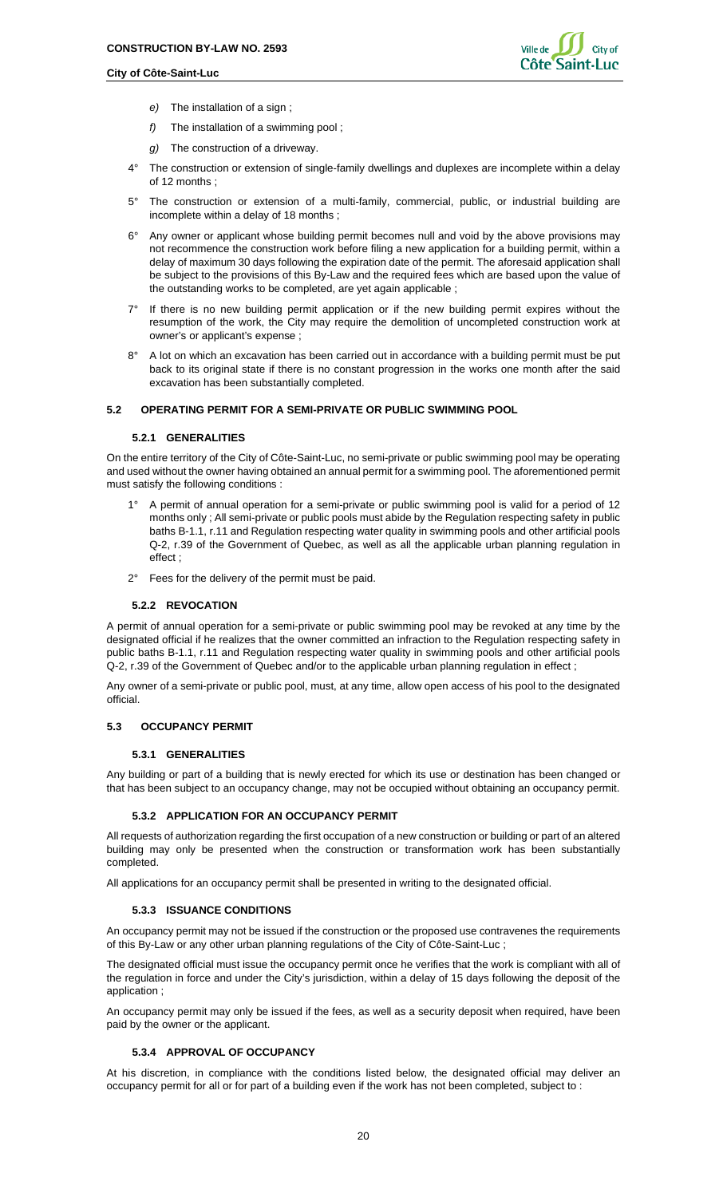*e)* The installation of a sign ;

*f)* The installation of a swimming pool ;

*g)* The construction of a driveway.

4° The construction or extension of single-family dwellings and duplexes are incomplete within a delay of 12 months ;

5° The construction or extension of a multi-family, commercial, public, or industrial building are incomplete within a delay of 18 months ;

6° Any owner or applicant whose building permit becomes null and void by the above provisions may not recommence the construction work before filing a new application for a building permit, within a delay of maximum 30 days following the expiration date of the permit. The aforesaid application shall be subject to the provisions of this By-Law and the required fees which are based upon the value of the outstanding works to be completed, are yet again applicable ;

7° If there is no new building permit application or if the new building permit expires without the resumption of the work, the City may require the demolition of uncompleted construction work at owner's or applicant's expense ;

8° A lot on which an excavation has been carried out in accordance with a building permit must be put back to its original state if there is no constant progression in the works one month after the said excavation has been substantially completed.

## 5.2 OPERATING PERMIT FOR A SEMI-PRIVATE OR PUBLIC SWIMMING POOL

### 5.2.1 GENERALITIES

On the entire territory of the City of Côte-Saint-Luc, no semi-private or public swimming pool may be operating and used without the owner having obtained an annual permit for a swimming pool. The aforementioned permit must satisfy the following conditions :

1° A permit of annual operation for a semi-private or public swimming pool is valid for a period of 12 months only ; All semi-private or public pools must abide by the Regulation respecting safety in public baths B-1.1, r.11 and Regulation respecting water quality in swimming pools and other artificial pools Q-2, r.39 of the Government of Quebec, as well as all the applicable urban planning regulation in effect ;

2° Fees for the delivery of the permit must be paid.

### 5.2.2 REVOCATION

A permit of annual operation for a semi-private or public swimming pool may be revoked at any time by the designated official if he realizes that the owner committed an infraction to the Regulation respecting safety in public baths B-1.1, r.11 and Regulation respecting water quality in swimming pools and other artificial pools Q-2, r.39 of the Government of Quebec and/or to the applicable urban planning regulation in effect ;

Any owner of a semi-private or public pool, must, at any time, allow open access of his pool to the designated official.

## 5.3 OCCUPANCY PERMIT

### 5.3.1 GENERALITIES

Any building or part of a building that is newly erected for which its use or destination has been changed or that has been subject to an occupancy change, may not be occupied without obtaining an occupancy permit.

### 5.3.2 APPLICATION FOR AN OCCUPANCY PERMIT

All requests of authorization regarding the first occupation of a new construction or building or part of an altered building may only be presented when the construction or transformation work has been substantially completed.

All applications for an occupancy permit shall be presented in writing to the designated official.

### 5.3.3 ISSUANCE CONDITIONS

An occupancy permit may not be issued if the construction or the proposed use contravenes the requirements of this By-Law or any other urban planning regulations of the City of Côte-Saint-Luc ;

The designated official must issue the occupancy permit once he verifies that the work is compliant with all of the regulation in force and under the City's jurisdiction, within a delay of 15 days following the deposit of the application ;

An occupancy permit may only be issued if the fees, as well as a security deposit when required, have been paid by the owner or the applicant.

### 5.3.4 APPROVAL OF OCCUPANCY

At his discretion, in compliance with the conditions listed below, the designated official may deliver an occupancy permit for all or for part of a building even if the work has not been completed, subject to :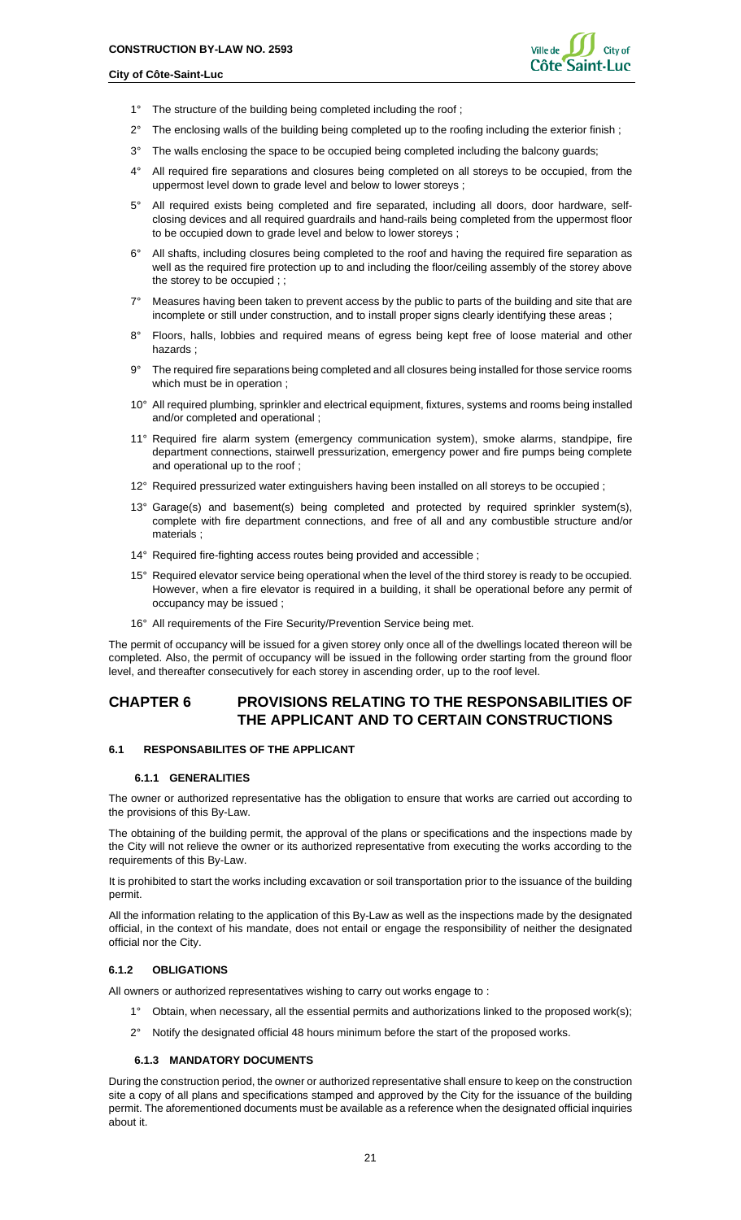1° The structure of the building being completed including the roof ;

2° The enclosing walls of the building being completed up to the roofing including the exterior finish ;

3° The walls enclosing the space to be occupied being completed including the balcony guards;

4° All required fire separations and closures being completed on all storeys to be occupied, from the uppermost level down to grade level and below to lower storeys ;

5° All required exists being completed and fire separated, including all doors, door hardware, self-closing devices and all required guardrails and hand-rails being completed from the uppermost floor to be occupied down to grade level and below to lower storeys ;

6° All shafts, including closures being completed to the roof and having the required fire separation as well as the required fire protection up to and including the floor/ceiling assembly of the storey above the storey to be occupied ; ;

7° Measures having been taken to prevent access by the public to parts of the building and site that are incomplete or still under construction, and to install proper signs clearly identifying these areas ;

8° Floors, halls, lobbies and required means of egress being kept free of loose material and other hazards ;

9° The required fire separations being completed and all closures being installed for those service rooms which must be in operation ;

10° All required plumbing, sprinkler and electrical equipment, fixtures, systems and rooms being installed and/or completed and operational ;

11° Required fire alarm system (emergency communication system), smoke alarms, standpipe, fire department connections, stairwell pressurization, emergency power and fire pumps being complete and operational up to the roof ;

12° Required pressurized water extinguishers having been installed on all storeys to be occupied ;

13° Garage(s) and basement(s) being completed and protected by required sprinkler system(s), complete with fire department connections, and free of all and any combustible structure and/or materials ;

14° Required fire-fighting access routes being provided and accessible ;

15° Required elevator service being operational when the level of the third storey is ready to be occupied. However, when a fire elevator is required in a building, it shall be operational before any permit of occupancy may be issued ;

16° All requirements of the Fire Security/Prevention Service being met.

The permit of occupancy will be issued for a given storey only once all of the dwellings located thereon will be completed. Also, the permit of occupancy will be issued in the following order starting from the ground floor level, and thereafter consecutively for each storey in ascending order, up to the roof level.

# CHAPTER 6 PROVISIONS RELATING TO THE RESPONSABILITIES OF THE APPLICANT AND TO CERTAIN CONSTRUCTIONS

## 6.1 RESPONSABILITES OF THE APPLICANT

### 6.1.1 GENERALITIES

The owner or authorized representative has the obligation to ensure that works are carried out according to the provisions of this By-Law.

The obtaining of the building permit, the approval of the plans or specifications and the inspections made by the City will not relieve the owner or its authorized representative from executing the works according to the requirements of this By-Law.

It is prohibited to start the works including excavation or soil transportation prior to the issuance of the building permit.

All the information relating to the application of this By-Law as well as the inspections made by the designated official, in the context of his mandate, does not entail or engage the responsibility of neither the designated official nor the City.

### 6.1.2 OBLIGATIONS

All owners or authorized representatives wishing to carry out works engage to :

1° Obtain, when necessary, all the essential permits and authorizations linked to the proposed work(s);

2° Notify the designated official 48 hours minimum before the start of the proposed works.

### 6.1.3 MANDATORY DOCUMENTS

During the construction period, the owner or authorized representative shall ensure to keep on the construction site a copy of all plans and specifications stamped and approved by the City for the issuance of the building permit. The aforementioned documents must be available as a reference when the designated official inquiries about it.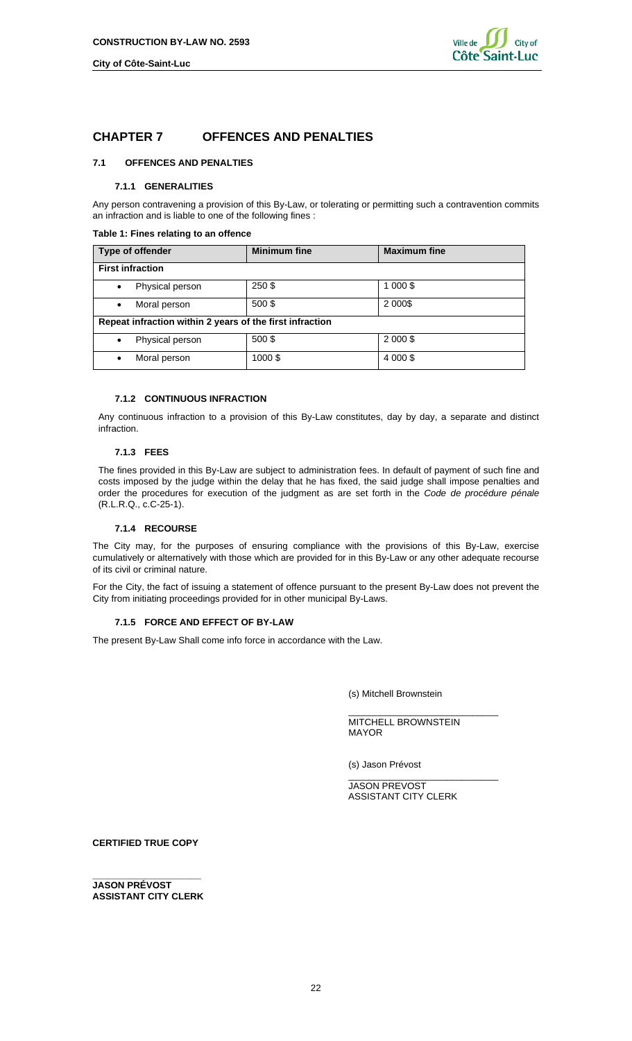# CHAPTER 7 OFFENCES AND PENALTIES

## 7.1 OFFENCES AND PENALTIES

### 7.1.1 GENERALITIES

Any person contravening a provision of this By-Law, or tolerating or permitting such a contravention commits an infraction and is liable to one of the following fines :

**Table 1: Fines relating to an offence**

| Type of offender | Minimum fine | Maximum fine |
|---|---|---|
| **First infraction** | | |
| • Physical person | 250 $ | 1 000 $ |
| • Moral person | 500 $ | 2 000$ |
| **Repeat infraction within 2 years of the first infraction** | | |
| • Physical person | 500 $ | 2 000 $ |
| • Moral person | 1000 $ | 4 000 $ |

### 7.1.2 CONTINUOUS INFRACTION

Any continuous infraction to a provision of this By-Law constitutes, day by day, a separate and distinct infraction.

### 7.1.3 FEES

The fines provided in this By-Law are subject to administration fees. In default of payment of such fine and costs imposed by the judge within the delay that he has fixed, the said judge shall impose penalties and order the procedures for execution of the judgment as are set forth in the *Code de procédure pénale* (R.L.R.Q., c.C-25-1).

### 7.1.4 RECOURSE

The City may, for the purposes of ensuring compliance with the provisions of this By-Law, exercise cumulatively or alternatively with those which are provided for in this By-Law or any other adequate recourse of its civil or criminal nature.

For the City, the fact of issuing a statement of offence pursuant to the present By-Law does not prevent the City from initiating proceedings provided for in other municipal By-Laws.

### 7.1.5 FORCE AND EFFECT OF BY-LAW

The present By-Law Shall come info force in accordance with the Law.

(s) Mitchell Brownstein

\_\_\_\_\_\_\_\_\_\_\_\_\_\_\_\_\_\_\_\_\_\_\_\_\_\_\_\_
MITCHELL BROWNSTEIN
MAYOR

(s) Jason Prévost

\_\_\_\_\_\_\_\_\_\_\_\_\_\_\_\_\_\_\_\_\_\_\_\_\_\_\_\_
JASON PREVOST
ASSISTANT CITY CLERK

**CERTIFIED TRUE COPY**

\_\_\_\_\_\_\_\_\_\_\_\_\_\_\_\_\_\_\_\_
**JASON PRÉVOST**
**ASSISTANT CITY CLERK**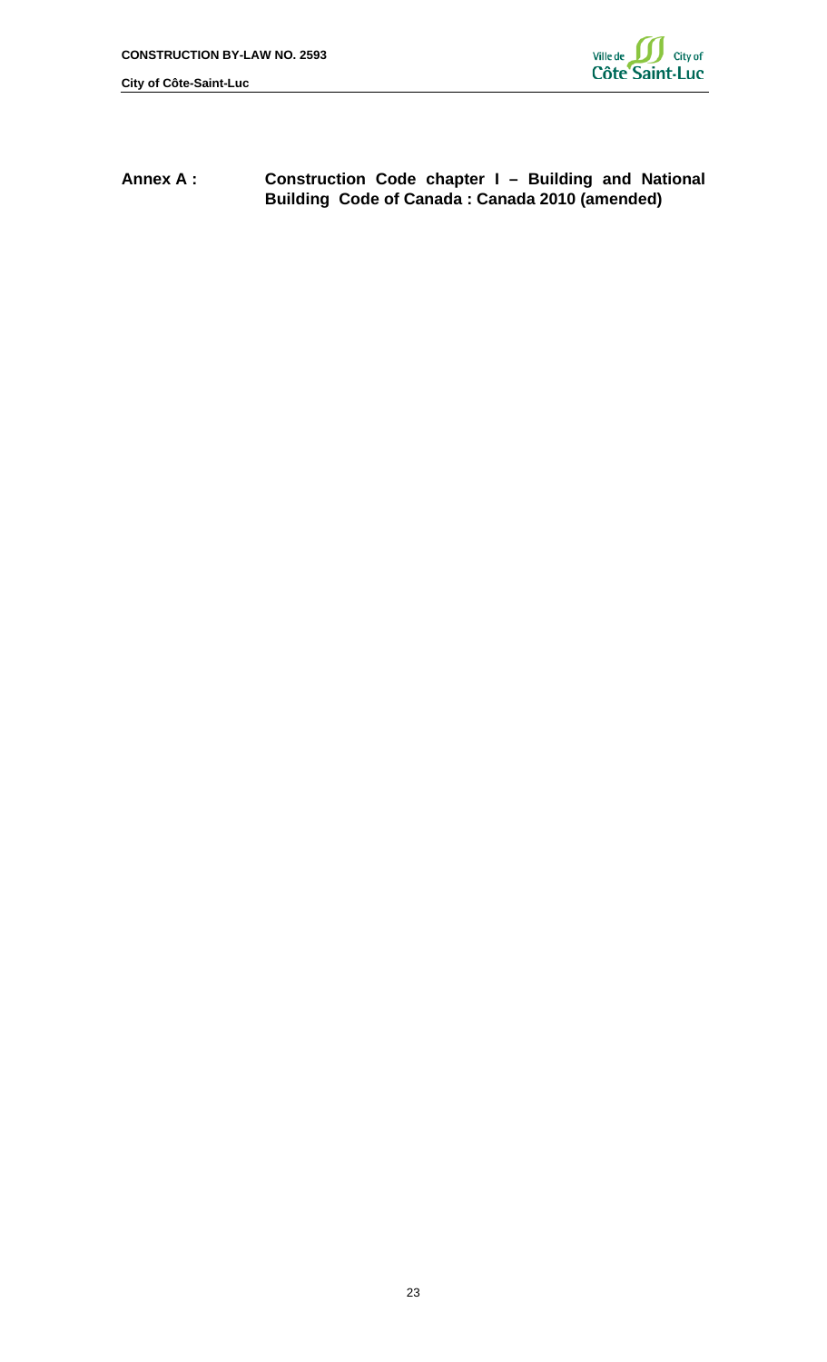**Annex A : Construction Code chapter I – Building and National Building Code of Canada : Canada 2010 (amended)**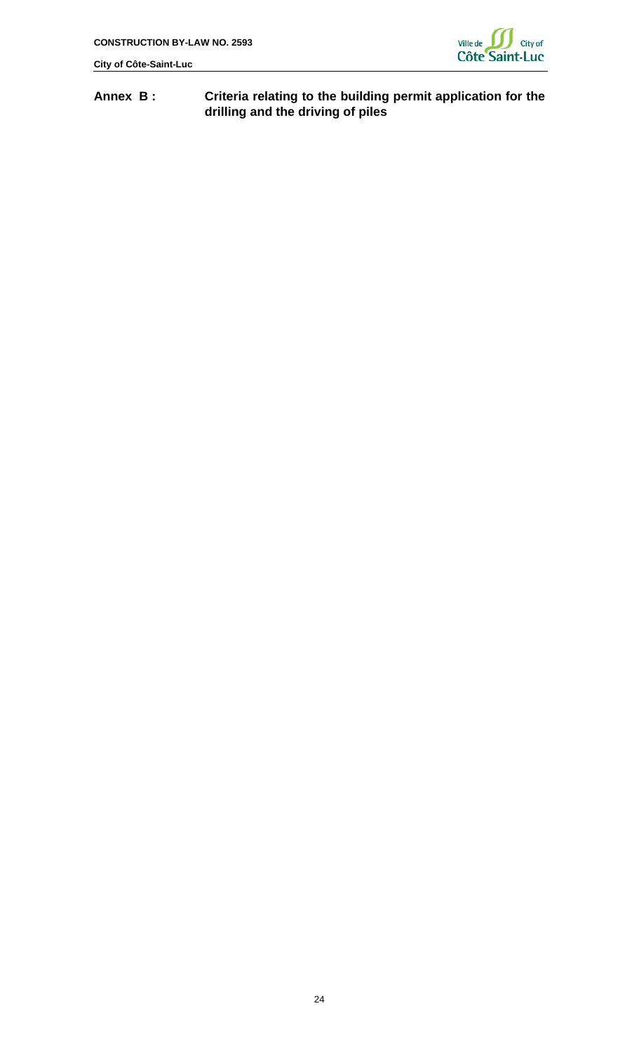## Annex B : Criteria relating to the building permit application for the drilling and the driving of piles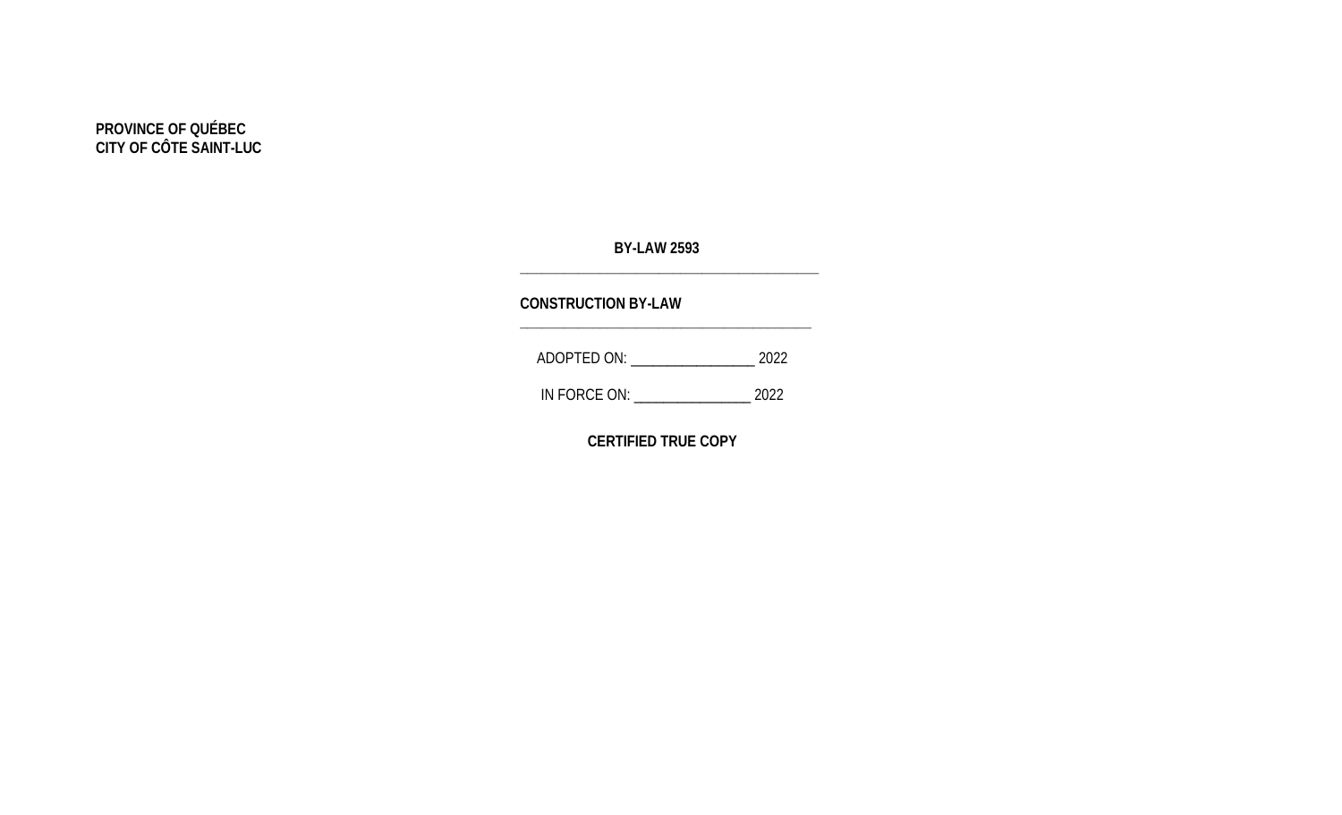**PROVINCE OF QUÉBEC**
**CITY OF CÔTE SAINT-LUC**

**BY-LAW 2593**

---

**CONSTRUCTION BY-LAW**

---

ADOPTED ON: ________________ 2022

IN FORCE ON: _______________ 2022

**CERTIFIED TRUE COPY**